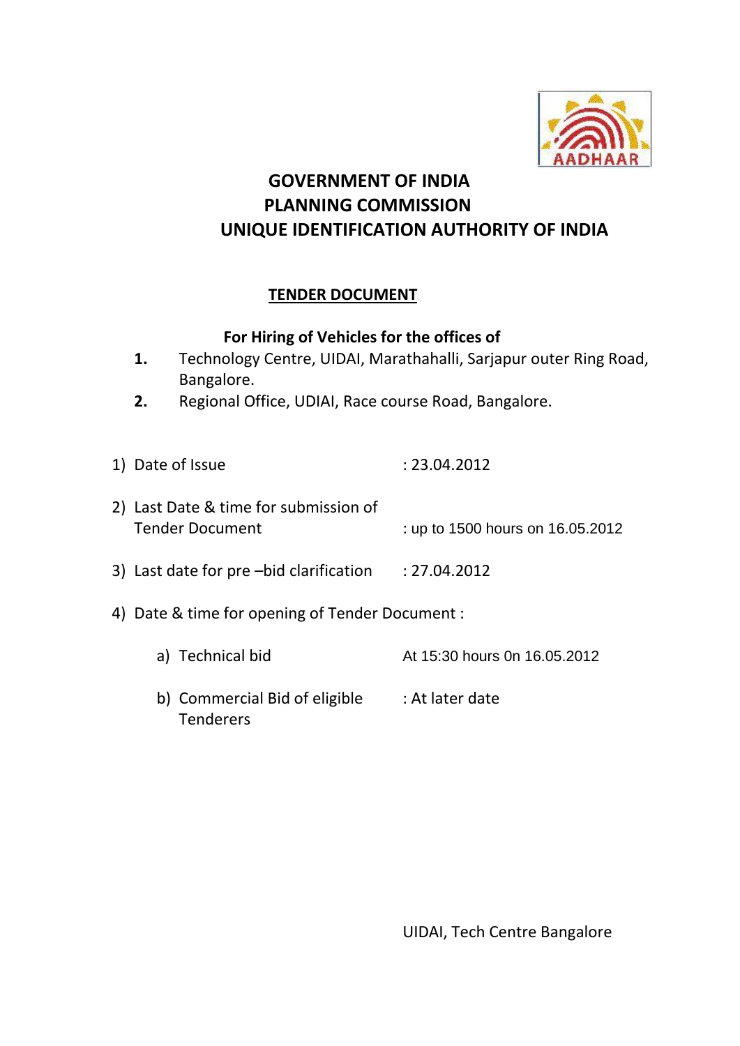# GOVERNMENT OF INDIA
# PLANNING COMMISSION
# UNIQUE IDENTIFICATION AUTHORITY OF INDIA

## TENDER DOCUMENT

**For Hiring of Vehicles for the offices of**

1. Technology Centre, UIDAI, Marathahalli, Sarjapur outer Ring Road, Bangalore.
2. Regional Office, UDIAI, Race course Road, Bangalore.

1) Date of Issue : 23.04.2012

2) Last Date & time for submission of Tender Document : up to 1500 hours on 16.05.2012

3) Last date for pre –bid clarification : 27.04.2012

4) Date & time for opening of Tender Document :

   a) Technical bid At 15:30 hours 0n 16.05.2012

   b) Commercial Bid of eligible Tenderers : At later date

UIDAI, Tech Centre Bangalore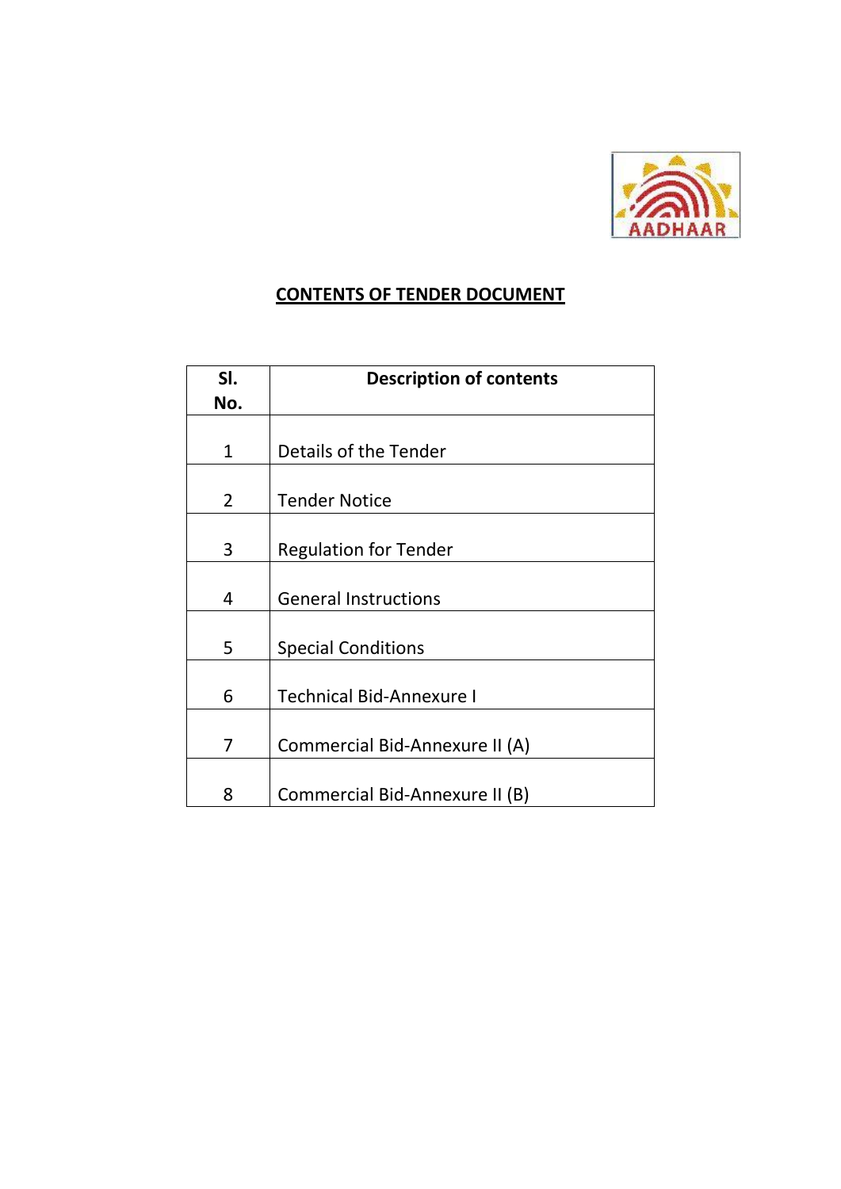# CONTENTS OF TENDER DOCUMENT

| Sl. No. | Description of contents |
|---|---|
| 1 | Details of the Tender |
| 2 | Tender Notice |
| 3 | Regulation for Tender |
| 4 | General Instructions |
| 5 | Special Conditions |
| 6 | Technical Bid-Annexure I |
| 7 | Commercial Bid-Annexure II (A) |
| 8 | Commercial Bid-Annexure II (B) |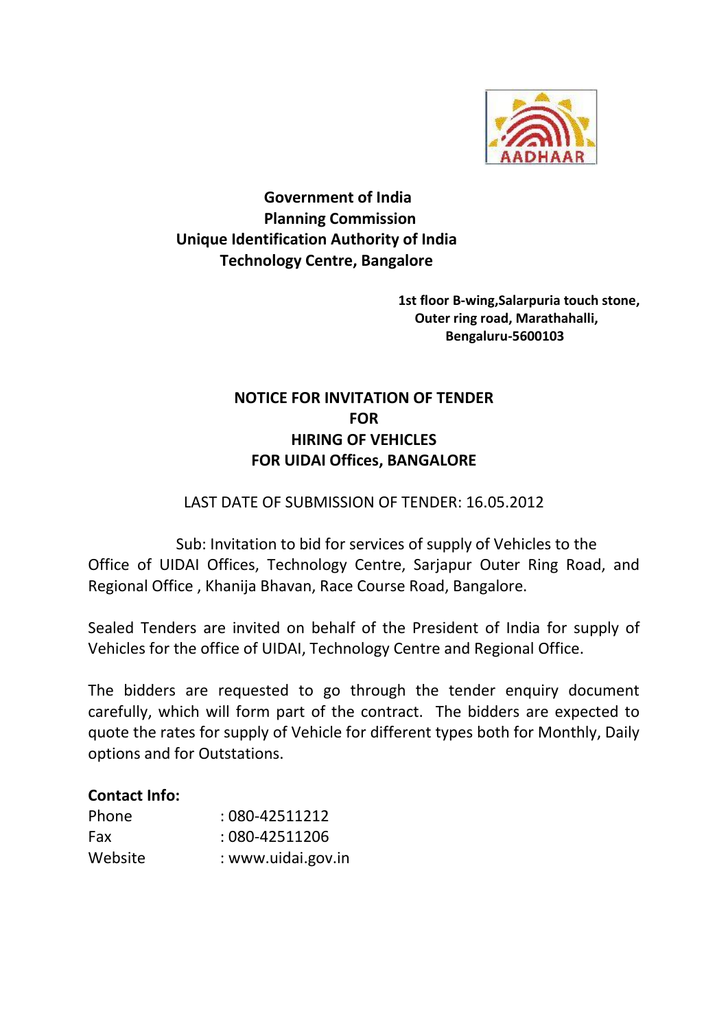**Government of India**
**Planning Commission**
**Unique Identification Authority of India**
**Technology Centre, Bangalore**

**1st floor B-wing,Salarpuria touch stone,**
**Outer ring road, Marathahalli,**
**Bengaluru-5600103**

# NOTICE FOR INVITATION OF TENDER FOR HIRING OF VEHICLES FOR UIDAI Offices, BANGALORE

LAST DATE OF SUBMISSION OF TENDER: 16.05.2012

Sub: Invitation to bid for services of supply of Vehicles to the Office of UIDAI Offices, Technology Centre, Sarjapur Outer Ring Road, and Regional Office , Khanija Bhavan, Race Course Road, Bangalore.

Sealed Tenders are invited on behalf of the President of India for supply of Vehicles for the office of UIDAI, Technology Centre and Regional Office.

The bidders are requested to go through the tender enquiry document carefully, which will form part of the contract. The bidders are expected to quote the rates for supply of Vehicle for different types both for Monthly, Daily options and for Outstations.

**Contact Info:**

Phone : 080-42511212
Fax : 080-42511206
Website : www.uidai.gov.in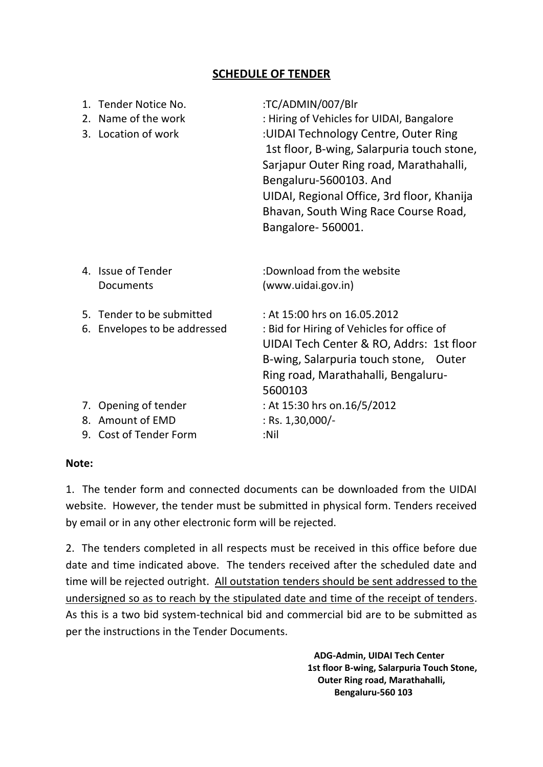# SCHEDULE OF TENDER

| | |
|---|---|
| 1. Tender Notice No. | :TC/ADMIN/007/Blr |
| 2. Name of the work | : Hiring of Vehicles for UIDAI, Bangalore |
| 3. Location of work | :UIDAI Technology Centre, Outer Ring 1st floor, B-wing, Salarpuria touch stone, Sarjapur Outer Ring road, Marathahalli, Bengaluru-5600103. And UIDAI, Regional Office, 3rd floor, Khanija Bhavan, South Wing Race Course Road, Bangalore- 560001. |
| 4. Issue of Tender Documents | :Download from the website (www.uidai.gov.in) |
| 5. Tender to be submitted | : At 15:00 hrs on 16.05.2012 |
| 6. Envelopes to be addressed | : Bid for Hiring of Vehicles for office of UIDAI Tech Center & RO, Addrs: 1st floor B-wing, Salarpuria touch stone, Outer Ring road, Marathahalli, Bengaluru-5600103 |
| 7. Opening of tender | : At 15:30 hrs on.16/5/2012 |
| 8. Amount of EMD | : Rs. 1,30,000/- |
| 9. Cost of Tender Form | :Nil |

**Note:**

1. The tender form and connected documents can be downloaded from the UIDAI website. However, the tender must be submitted in physical form. Tenders received by email or in any other electronic form will be rejected.

2. The tenders completed in all respects must be received in this office before due date and time indicated above. The tenders received after the scheduled date and time will be rejected outright. <u>All outstation tenders should be sent addressed to the undersigned so as to reach by the stipulated date and time of the receipt of tenders</u>. As this is a two bid system-technical bid and commercial bid are to be submitted as per the instructions in the Tender Documents.

**ADG-Admin, UIDAI Tech Center**
**1st floor B-wing, Salarpuria Touch Stone,**
**Outer Ring road, Marathahalli,**
**Bengaluru-560 103**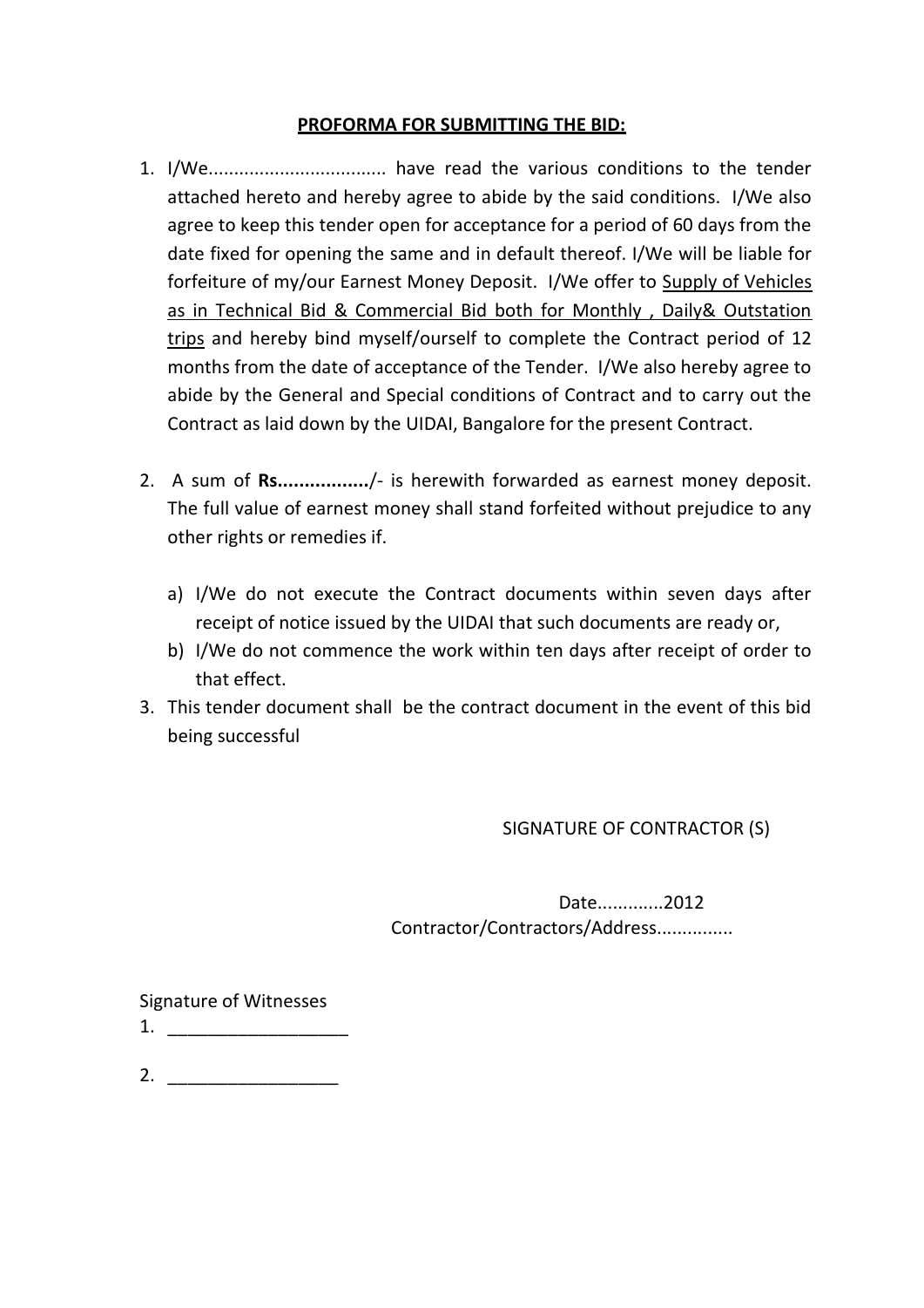## PROFORMA FOR SUBMITTING THE BID:

1. I/We.................................. have read the various conditions to the tender attached hereto and hereby agree to abide by the said conditions. I/We also agree to keep this tender open for acceptance for a period of 60 days from the date fixed for opening the same and in default thereof. I/We will be liable for forfeiture of my/our Earnest Money Deposit. I/We offer to <u>Supply of Vehicles as in Technical Bid & Commercial Bid both for Monthly , Daily& Outstation trips</u> and hereby bind myself/ourself to complete the Contract period of 12 months from the date of acceptance of the Tender. I/We also hereby agree to abide by the General and Special conditions of Contract and to carry out the Contract as laid down by the UIDAI, Bangalore for the present Contract.

2. A sum of **Rs.................**/- is herewith forwarded as earnest money deposit. The full value of earnest money shall stand forfeited without prejudice to any other rights or remedies if.

   a) I/We do not execute the Contract documents within seven days after receipt of notice issued by the UIDAI that such documents are ready or,
   b) I/We do not commence the work within ten days after receipt of order to that effect.

3. This tender document shall be the contract document in the event of this bid being successful

SIGNATURE OF CONTRACTOR (S)

Date.............2012

Contractor/Contractors/Address...............

Signature of Witnesses

1. ________________

2. ________________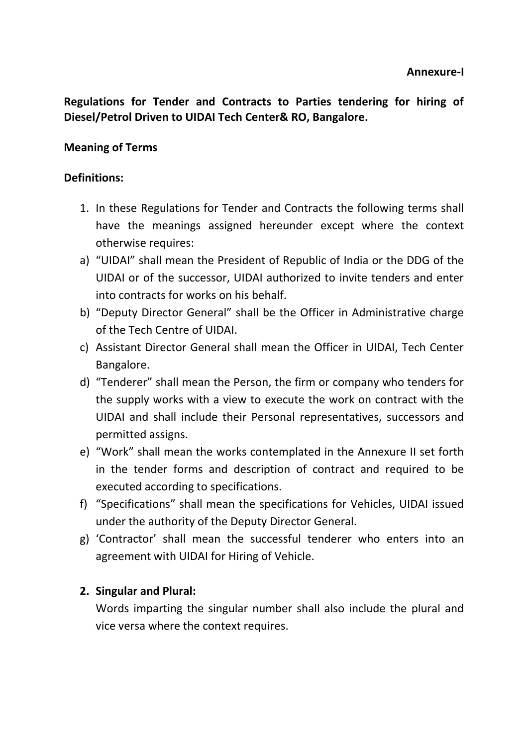**Annexure-I**

**Regulations for Tender and Contracts to Parties tendering for hiring of Diesel/Petrol Driven to UIDAI Tech Center& RO, Bangalore.**

**Meaning of Terms**

**Definitions:**

1. In these Regulations for Tender and Contracts the following terms shall have the meanings assigned hereunder except where the context otherwise requires:

a) "UIDAI" shall mean the President of Republic of India or the DDG of the UIDAI or of the successor, UIDAI authorized to invite tenders and enter into contracts for works on his behalf.

b) "Deputy Director General" shall be the Officer in Administrative charge of the Tech Centre of UIDAI.

c) Assistant Director General shall mean the Officer in UIDAI, Tech Center Bangalore.

d) "Tenderer" shall mean the Person, the firm or company who tenders for the supply works with a view to execute the work on contract with the UIDAI and shall include their Personal representatives, successors and permitted assigns.

e) "Work" shall mean the works contemplated in the Annexure II set forth in the tender forms and description of contract and required to be executed according to specifications.

f) "Specifications" shall mean the specifications for Vehicles, UIDAI issued under the authority of the Deputy Director General.

g) 'Contractor' shall mean the successful tenderer who enters into an agreement with UIDAI for Hiring of Vehicle.

2. **Singular and Plural:**

   Words imparting the singular number shall also include the plural and vice versa where the context requires.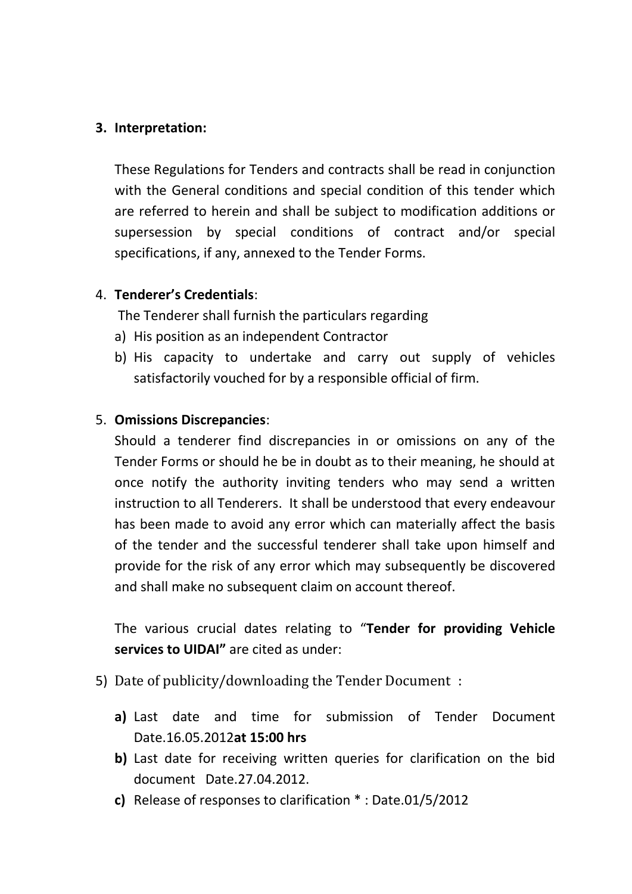3. **Interpretation:**

   These Regulations for Tenders and contracts shall be read in conjunction with the General conditions and special condition of this tender which are referred to herein and shall be subject to modification additions or supersession by special conditions of contract and/or special specifications, if any, annexed to the Tender Forms.

4. **Tenderer's Credentials**:

   The Tenderer shall furnish the particulars regarding

   a) His position as an independent Contractor
   b) His capacity to undertake and carry out supply of vehicles satisfactorily vouched for by a responsible official of firm.

5. **Omissions Discrepancies**:

   Should a tenderer find discrepancies in or omissions on any of the Tender Forms or should he be in doubt as to their meaning, he should at once notify the authority inviting tenders who may send a written instruction to all Tenderers. It shall be understood that every endeavour has been made to avoid any error which can materially affect the basis of the tender and the successful tenderer shall take upon himself and provide for the risk of any error which may subsequently be discovered and shall make no subsequent claim on account thereof.

   The various crucial dates relating to "**Tender for providing Vehicle services to UIDAI"** are cited as under:

5) Date of publicity/downloading the Tender Document :

   **a)** Last date and time for submission of Tender Document Date.16.05.2012**at 15:00 hrs**

   **b)** Last date for receiving written queries for clarification on the bid document Date.27.04.2012.

   **c)** Release of responses to clarification * : Date.01/5/2012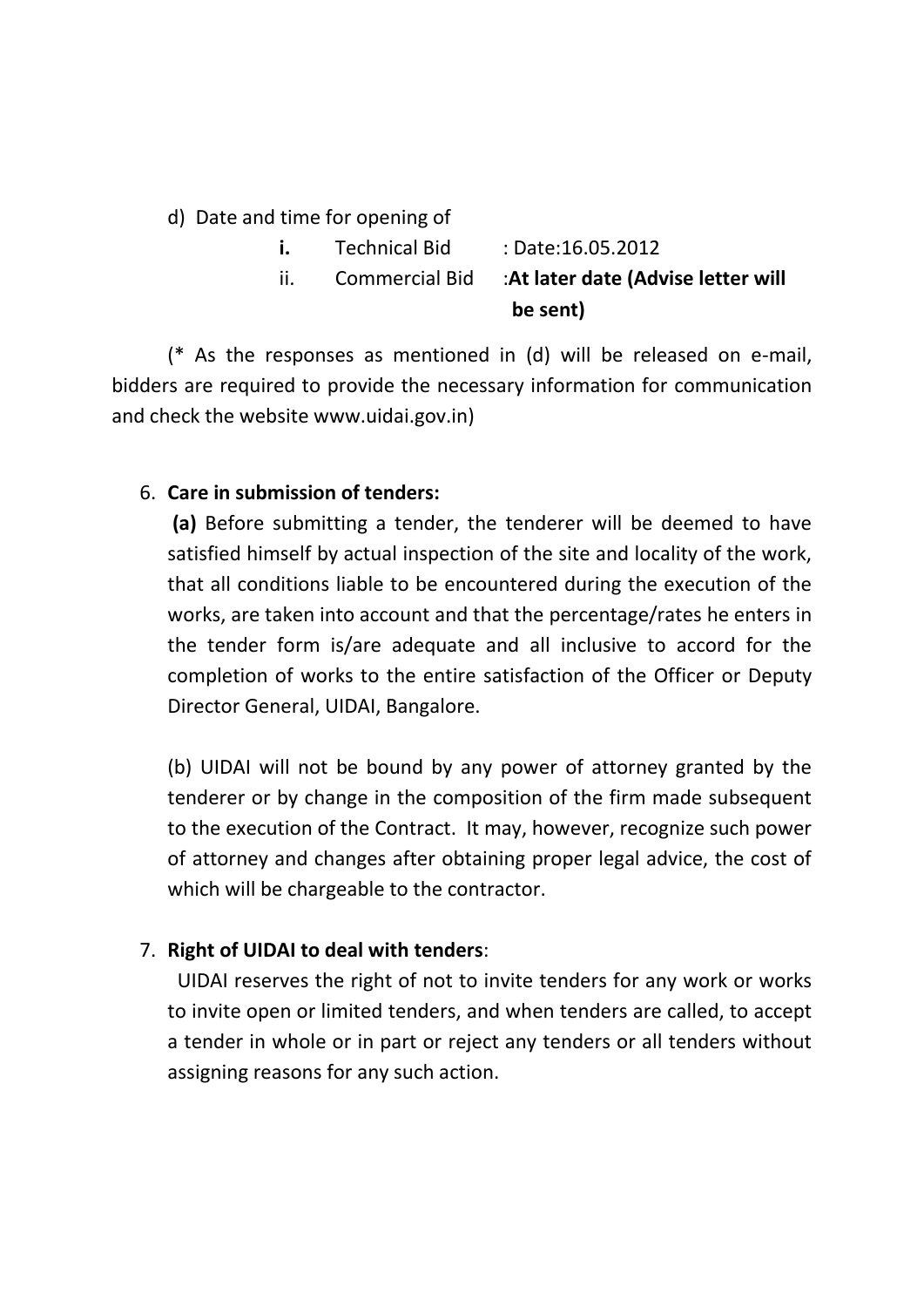d) Date and time for opening of

| | | |
|---|---|---|
| **i.** | Technical Bid | : Date:16.05.2012 |
| ii. | Commercial Bid | :**At later date (Advise letter will be sent)** |

(* As the responses as mentioned in (d) will be released on e-mail, bidders are required to provide the necessary information for communication and check the website www.uidai.gov.in)

6. **Care in submission of tenders:**

   **(a)** Before submitting a tender, the tenderer will be deemed to have satisfied himself by actual inspection of the site and locality of the work, that all conditions liable to be encountered during the execution of the works, are taken into account and that the percentage/rates he enters in the tender form is/are adequate and all inclusive to accord for the completion of works to the entire satisfaction of the Officer or Deputy Director General, UIDAI, Bangalore.

   (b) UIDAI will not be bound by any power of attorney granted by the tenderer or by change in the composition of the firm made subsequent to the execution of the Contract. It may, however, recognize such power of attorney and changes after obtaining proper legal advice, the cost of which will be chargeable to the contractor.

7. **Right of UIDAI to deal with tenders**:

   UIDAI reserves the right of not to invite tenders for any work or works to invite open or limited tenders, and when tenders are called, to accept a tender in whole or in part or reject any tenders or all tenders without assigning reasons for any such action.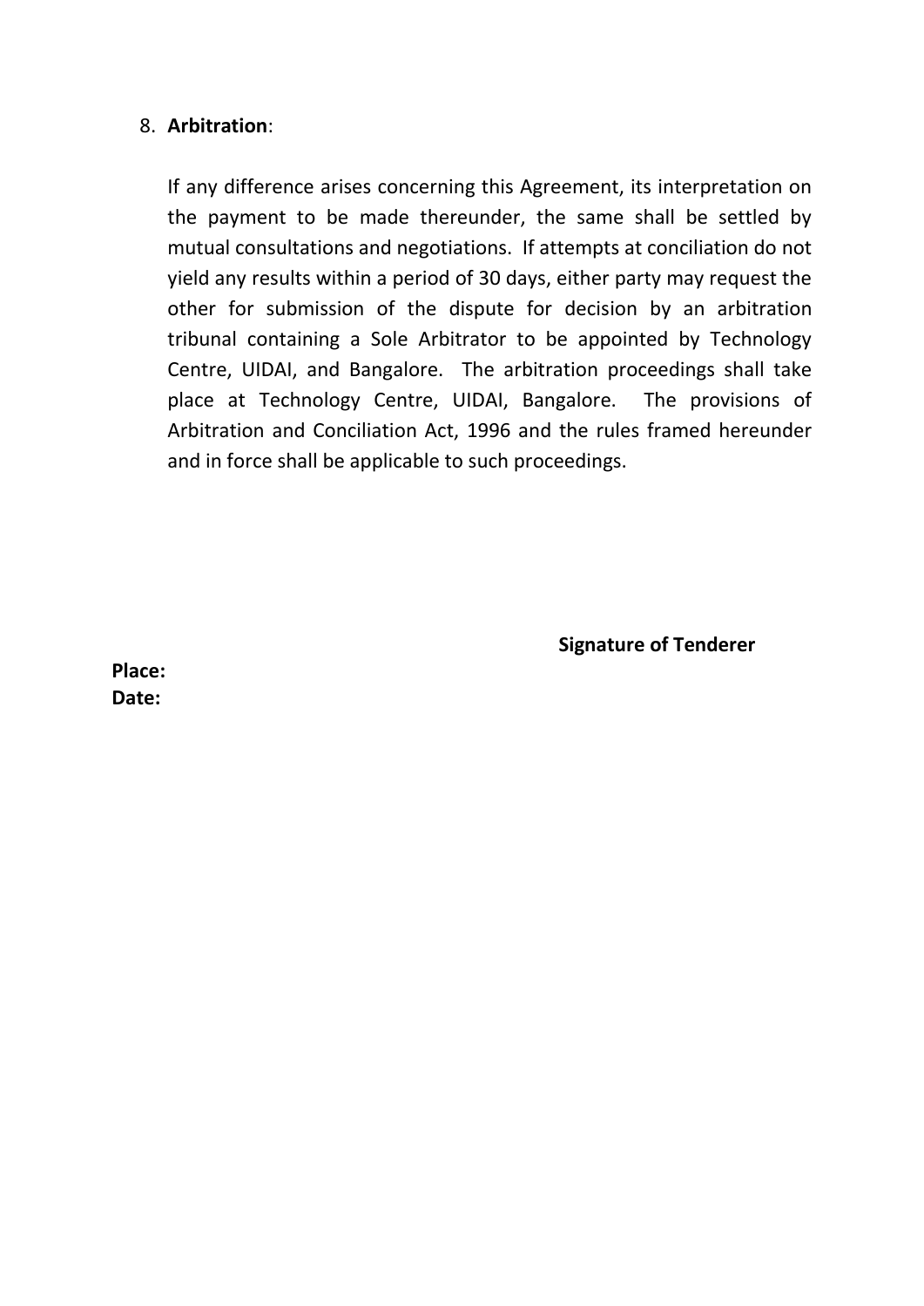8. **Arbitration**:

   If any difference arises concerning this Agreement, its interpretation on the payment to be made thereunder, the same shall be settled by mutual consultations and negotiations. If attempts at conciliation do not yield any results within a period of 30 days, either party may request the other for submission of the dispute for decision by an arbitration tribunal containing a Sole Arbitrator to be appointed by Technology Centre, UIDAI, and Bangalore. The arbitration proceedings shall take place at Technology Centre, UIDAI, Bangalore. The provisions of Arbitration and Conciliation Act, 1996 and the rules framed hereunder and in force shall be applicable to such proceedings.

**Signature of Tenderer**

**Place:**
**Date:**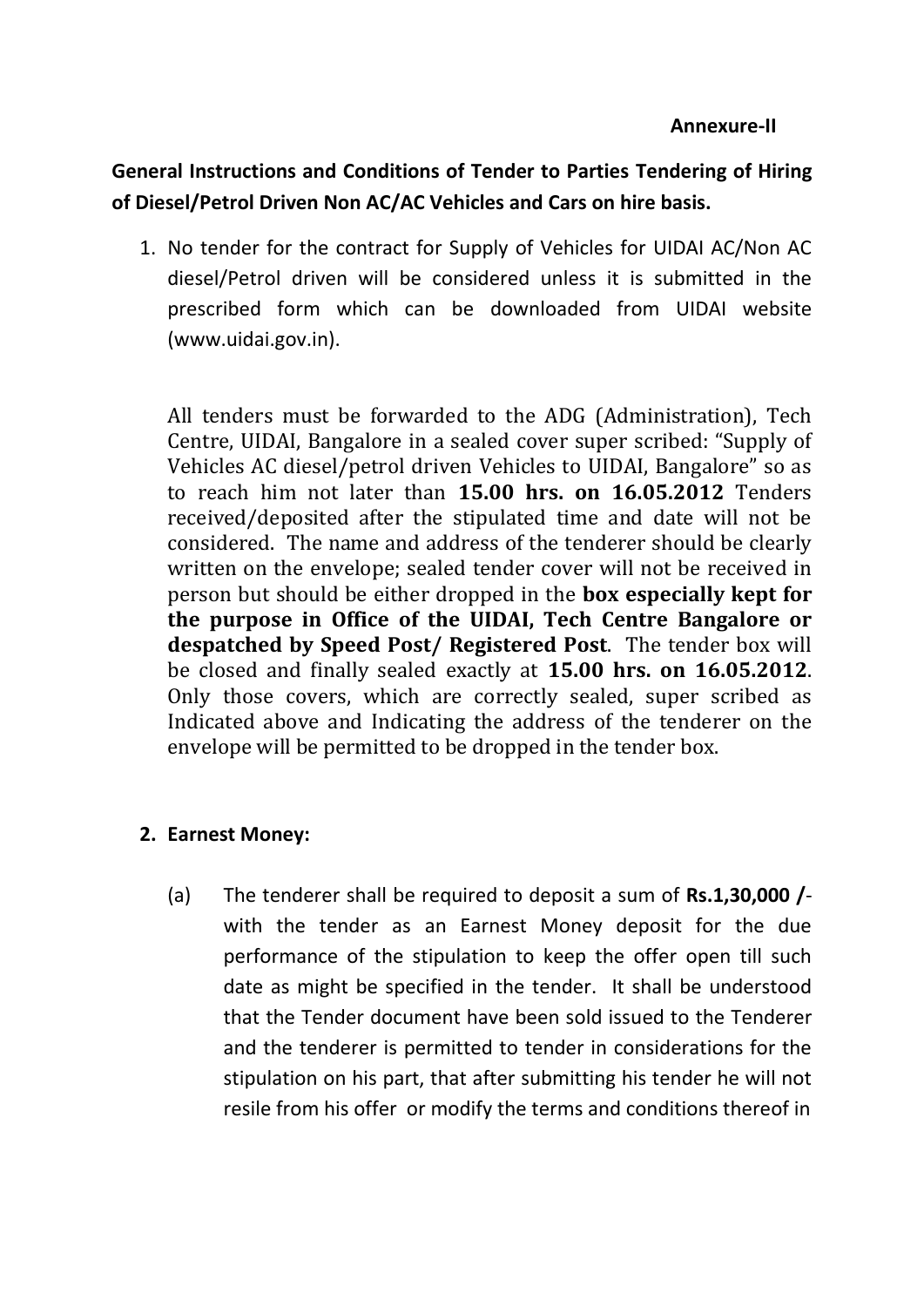**Annexure-II**

**General Instructions and Conditions of Tender to Parties Tendering of Hiring of Diesel/Petrol Driven Non AC/AC Vehicles and Cars on hire basis.**

1. No tender for the contract for Supply of Vehicles for UIDAI AC/Non AC diesel/Petrol driven will be considered unless it is submitted in the prescribed form which can be downloaded from UIDAI website (www.uidai.gov.in).

   All tenders must be forwarded to the ADG (Administration), Tech Centre, UIDAI, Bangalore in a sealed cover super scribed: "Supply of Vehicles AC diesel/petrol driven Vehicles to UIDAI, Bangalore" so as to reach him not later than **15.00 hrs. on 16.05.2012** Tenders received/deposited after the stipulated time and date will not be considered. The name and address of the tenderer should be clearly written on the envelope; sealed tender cover will not be received in person but should be either dropped in the **box especially kept for the purpose in Office of the UIDAI, Tech Centre Bangalore or despatched by Speed Post/ Registered Post**. The tender box will be closed and finally sealed exactly at **15.00 hrs. on 16.05.2012**. Only those covers, which are correctly sealed, super scribed as Indicated above and Indicating the address of the tenderer on the envelope will be permitted to be dropped in the tender box.

2. **Earnest Money:**

   (a) The tenderer shall be required to deposit a sum of **Rs.1,30,000 /**- with the tender as an Earnest Money deposit for the due performance of the stipulation to keep the offer open till such date as might be specified in the tender. It shall be understood that the Tender document have been sold issued to the Tenderer and the tenderer is permitted to tender in considerations for the stipulation on his part, that after submitting his tender he will not resile from his offer or modify the terms and conditions thereof in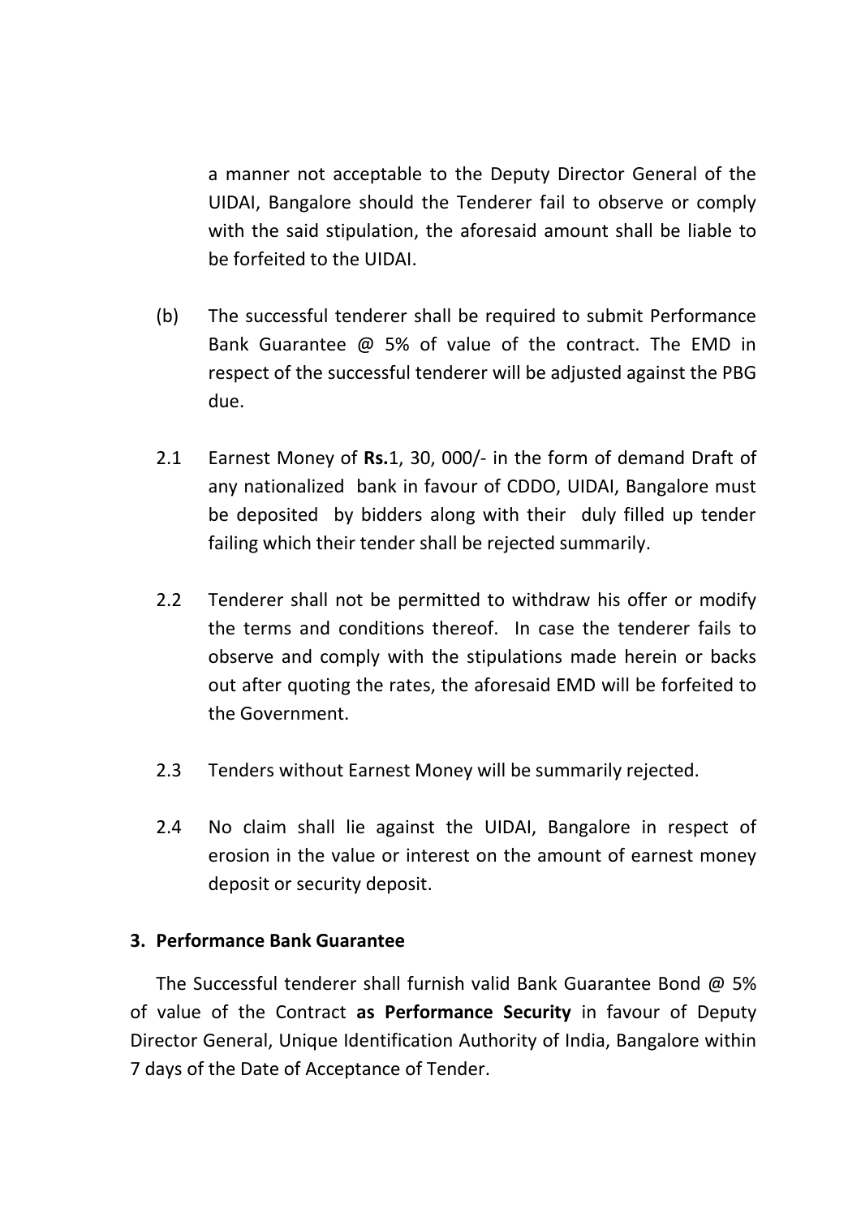a manner not acceptable to the Deputy Director General of the UIDAI, Bangalore should the Tenderer fail to observe or comply with the said stipulation, the aforesaid amount shall be liable to be forfeited to the UIDAI.

(b) The successful tenderer shall be required to submit Performance Bank Guarantee @ 5% of value of the contract. The EMD in respect of the successful tenderer will be adjusted against the PBG due.

2.1 Earnest Money of **Rs.**1, 30, 000/- in the form of demand Draft of any nationalized bank in favour of CDDO, UIDAI, Bangalore must be deposited by bidders along with their duly filled up tender failing which their tender shall be rejected summarily.

2.2 Tenderer shall not be permitted to withdraw his offer or modify the terms and conditions thereof. In case the tenderer fails to observe and comply with the stipulations made herein or backs out after quoting the rates, the aforesaid EMD will be forfeited to the Government.

2.3 Tenders without Earnest Money will be summarily rejected.

2.4 No claim shall lie against the UIDAI, Bangalore in respect of erosion in the value or interest on the amount of earnest money deposit or security deposit.

### 3. Performance Bank Guarantee

The Successful tenderer shall furnish valid Bank Guarantee Bond @ 5% of value of the Contract **as Performance Security** in favour of Deputy Director General, Unique Identification Authority of India, Bangalore within 7 days of the Date of Acceptance of Tender.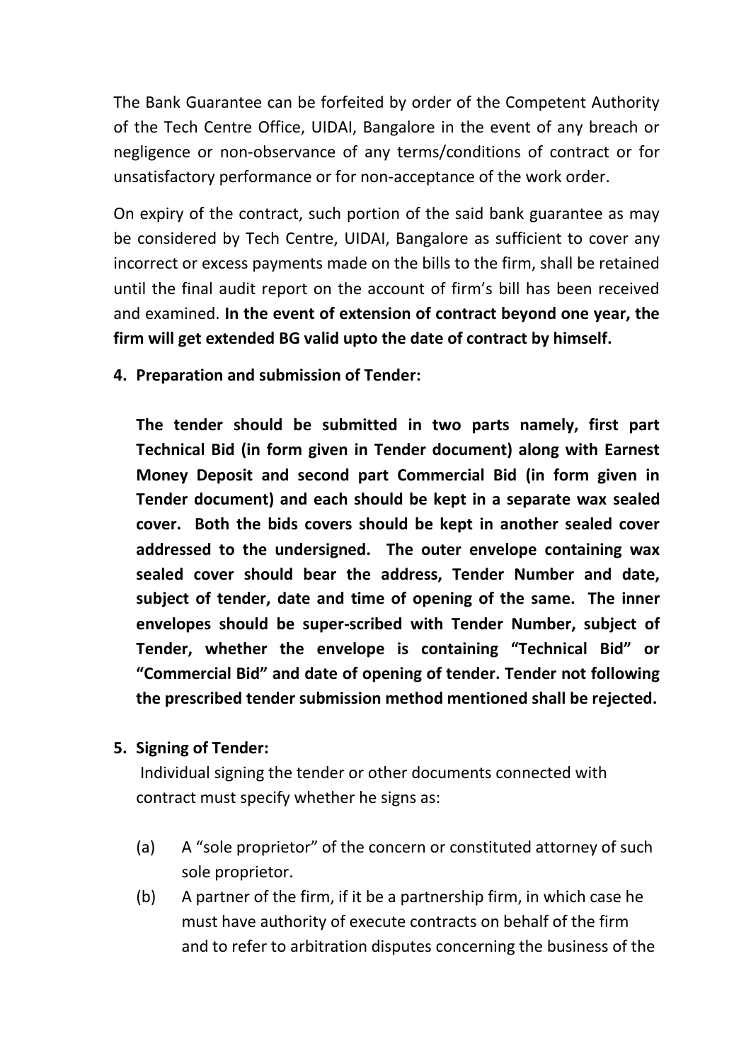The Bank Guarantee can be forfeited by order of the Competent Authority of the Tech Centre Office, UIDAI, Bangalore in the event of any breach or negligence or non-observance of any terms/conditions of contract or for unsatisfactory performance or for non-acceptance of the work order.

On expiry of the contract, such portion of the said bank guarantee as may be considered by Tech Centre, UIDAI, Bangalore as sufficient to cover any incorrect or excess payments made on the bills to the firm, shall be retained until the final audit report on the account of firm's bill has been received and examined. **In the event of extension of contract beyond one year, the firm will get extended BG valid upto the date of contract by himself.**

**4. Preparation and submission of Tender:**

**The tender should be submitted in two parts namely, first part Technical Bid (in form given in Tender document) along with Earnest Money Deposit and second part Commercial Bid (in form given in Tender document) and each should be kept in a separate wax sealed cover. Both the bids covers should be kept in another sealed cover addressed to the undersigned. The outer envelope containing wax sealed cover should bear the address, Tender Number and date, subject of tender, date and time of opening of the same. The inner envelopes should be super-scribed with Tender Number, subject of Tender, whether the envelope is containing "Technical Bid" or "Commercial Bid" and date of opening of tender. Tender not following the prescribed tender submission method mentioned shall be rejected.**

**5. Signing of Tender:**

Individual signing the tender or other documents connected with contract must specify whether he signs as:

(a) A "sole proprietor" of the concern or constituted attorney of such sole proprietor.

(b) A partner of the firm, if it be a partnership firm, in which case he must have authority of execute contracts on behalf of the firm and to refer to arbitration disputes concerning the business of the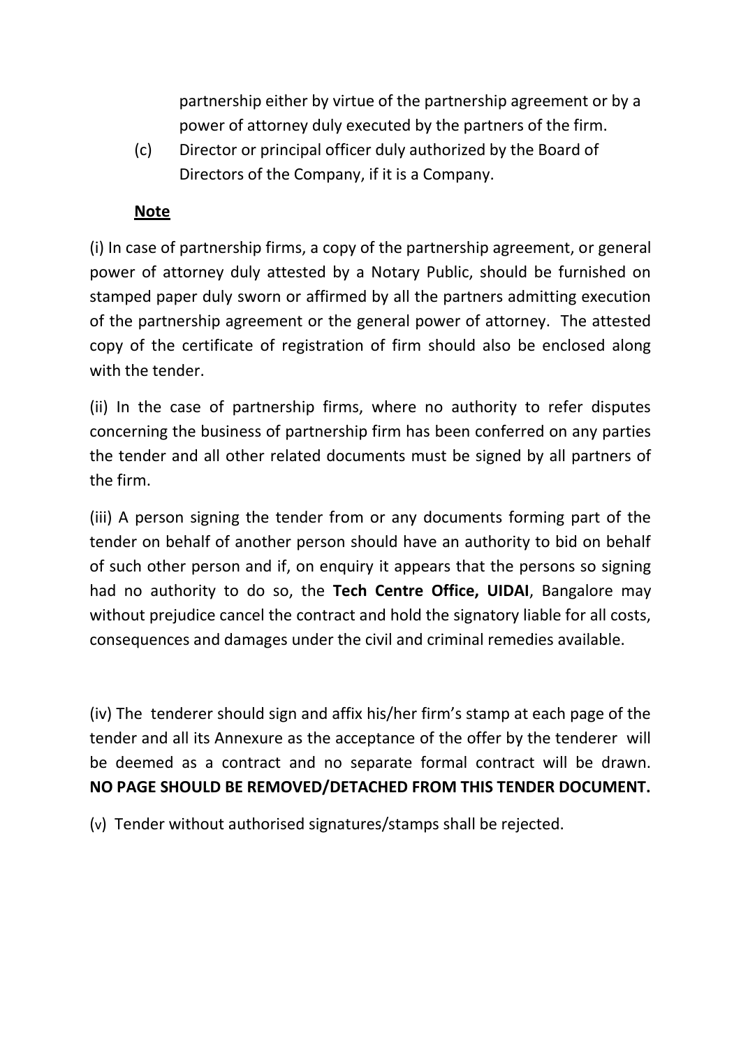partnership either by virtue of the partnership agreement or by a power of attorney duly executed by the partners of the firm.

(c) Director or principal officer duly authorized by the Board of Directors of the Company, if it is a Company.

**<u>Note</u>**

(i) In case of partnership firms, a copy of the partnership agreement, or general power of attorney duly attested by a Notary Public, should be furnished on stamped paper duly sworn or affirmed by all the partners admitting execution of the partnership agreement or the general power of attorney. The attested copy of the certificate of registration of firm should also be enclosed along with the tender.

(ii) In the case of partnership firms, where no authority to refer disputes concerning the business of partnership firm has been conferred on any parties the tender and all other related documents must be signed by all partners of the firm.

(iii) A person signing the tender from or any documents forming part of the tender on behalf of another person should have an authority to bid on behalf of such other person and if, on enquiry it appears that the persons so signing had no authority to do so, the **Tech Centre Office, UIDAI**, Bangalore may without prejudice cancel the contract and hold the signatory liable for all costs, consequences and damages under the civil and criminal remedies available.

(iv) The tenderer should sign and affix his/her firm's stamp at each page of the tender and all its Annexure as the acceptance of the offer by the tenderer will be deemed as a contract and no separate formal contract will be drawn. **NO PAGE SHOULD BE REMOVED/DETACHED FROM THIS TENDER DOCUMENT.**

(v) Tender without authorised signatures/stamps shall be rejected.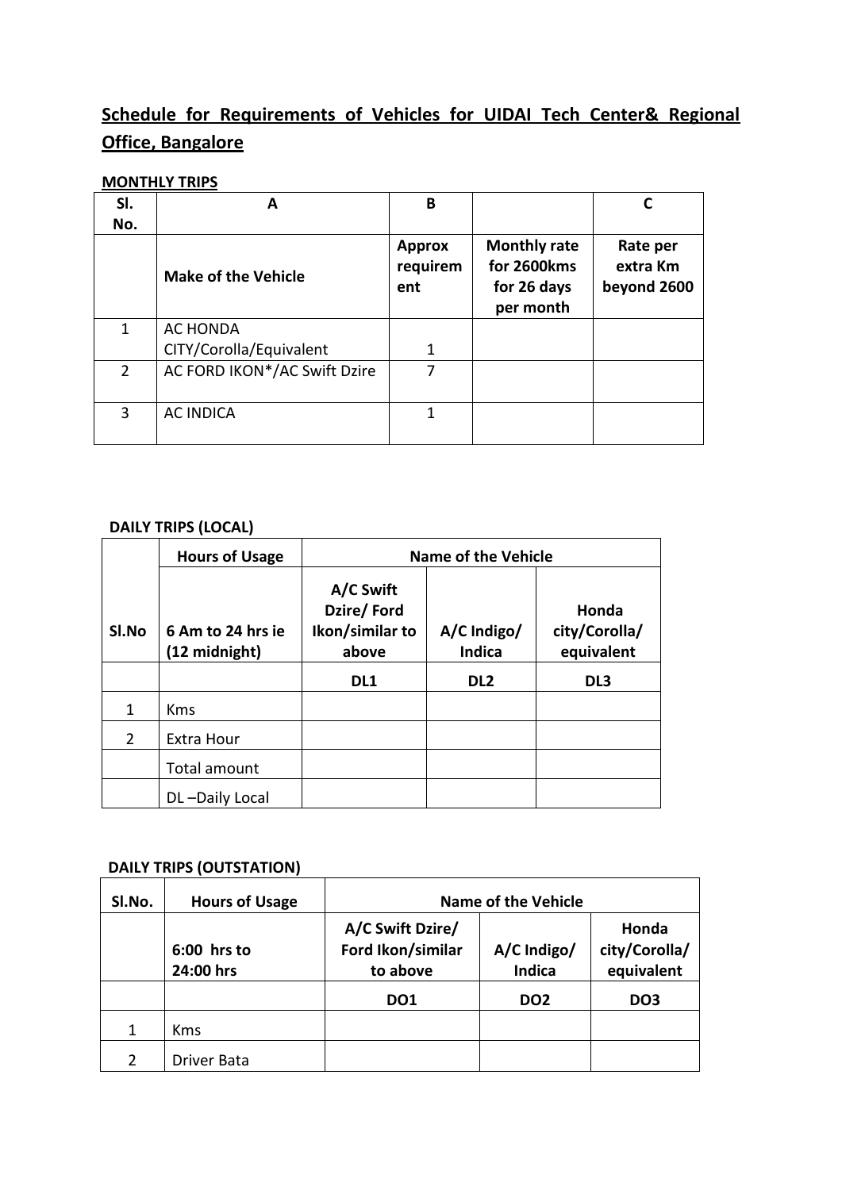## Schedule for Requirements of Vehicles for UIDAI Tech Center& Regional Office, Bangalore

**MONTHLY TRIPS**

| Sl. No. | A | B | | C |
|---|---|---|---|---|
| | **Make of the Vehicle** | **Approx requirement** | **Monthly rate for 2600kms for 26 days per month** | **Rate per extra Km beyond 2600** |
| 1 | AC HONDA CITY/Corolla/Equivalent | 1 | | |
| 2 | AC FORD IKON*/AC Swift Dzire | 7 | | |
| 3 | AC INDICA | 1 | | |

**DAILY TRIPS (LOCAL)**

| | **Hours of Usage** | **Name of the Vehicle** | | |
|---|---|---|---|---|
| **Sl.No** | **6 Am to 24 hrs ie (12 midnight)** | **A/C Swift Dzire/ Ford Ikon/similar to above** | **A/C Indigo/ Indica** | **Honda city/Corolla/ equivalent** |
| | | **DL1** | **DL2** | **DL3** |
| 1 | Kms | | | |
| 2 | Extra Hour | | | |
| | Total amount | | | |
| | DL –Daily Local | | | |

**DAILY TRIPS (OUTSTATION)**

| **Sl.No.** | **Hours of Usage** | **Name of the Vehicle** | | |
|---|---|---|---|---|
| | **6:00 hrs to 24:00 hrs** | **A/C Swift Dzire/ Ford Ikon/similar to above** | **A/C Indigo/ Indica** | **Honda city/Corolla/ equivalent** |
| | | **DO1** | **DO2** | **DO3** |
| 1 | Kms | | | |
| 2 | Driver Bata | | | |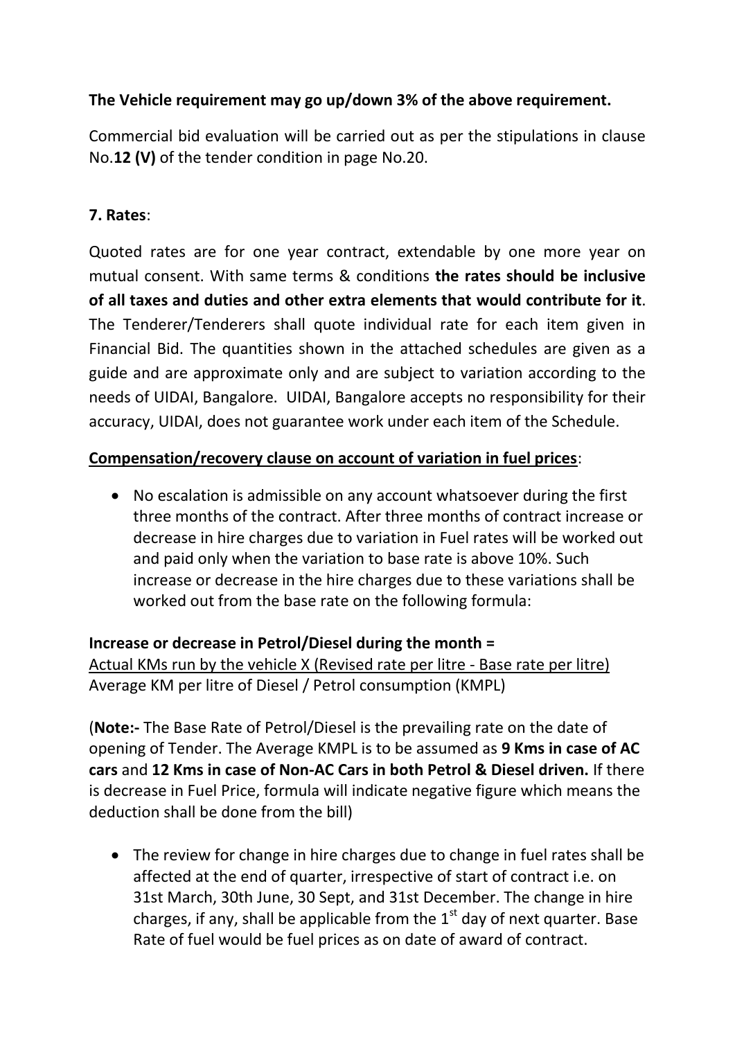**The Vehicle requirement may go up/down 3% of the above requirement.**

Commercial bid evaluation will be carried out as per the stipulations in clause No.**12 (V)** of the tender condition in page No.20.

**7. Rates**:

Quoted rates are for one year contract, extendable by one more year on mutual consent. With same terms & conditions **the rates should be inclusive of all taxes and duties and other extra elements that would contribute for it**. The Tenderer/Tenderers shall quote individual rate for each item given in Financial Bid. The quantities shown in the attached schedules are given as a guide and are approximate only and are subject to variation according to the needs of UIDAI, Bangalore. UIDAI, Bangalore accepts no responsibility for their accuracy, UIDAI, does not guarantee work under each item of the Schedule.

<u>**Compensation/recovery clause on account of variation in fuel prices**</u>:

- No escalation is admissible on any account whatsoever during the first three months of the contract. After three months of contract increase or decrease in hire charges due to variation in Fuel rates will be worked out and paid only when the variation to base rate is above 10%. Such increase or decrease in the hire charges due to these variations shall be worked out from the base rate on the following formula:

**Increase or decrease in Petrol/Diesel during the month =**

$$\frac{\text{Actual KMs run by the vehicle} \times (\text{Revised rate per litre} - \text{Base rate per litre})}{\text{Average KM per litre of Diesel / Petrol consumption (KMPL)}}$$

(**Note:-** The Base Rate of Petrol/Diesel is the prevailing rate on the date of opening of Tender. The Average KMPL is to be assumed as **9 Kms in case of AC cars** and **12 Kms in case of Non-AC Cars in both Petrol & Diesel driven.** If there is decrease in Fuel Price, formula will indicate negative figure which means the deduction shall be done from the bill)

- The review for change in hire charges due to change in fuel rates shall be affected at the end of quarter, irrespective of start of contract i.e. on 31st March, 30th June, 30 Sept, and 31st December. The change in hire charges, if any, shall be applicable from the 1st day of next quarter. Base Rate of fuel would be fuel prices as on date of award of contract.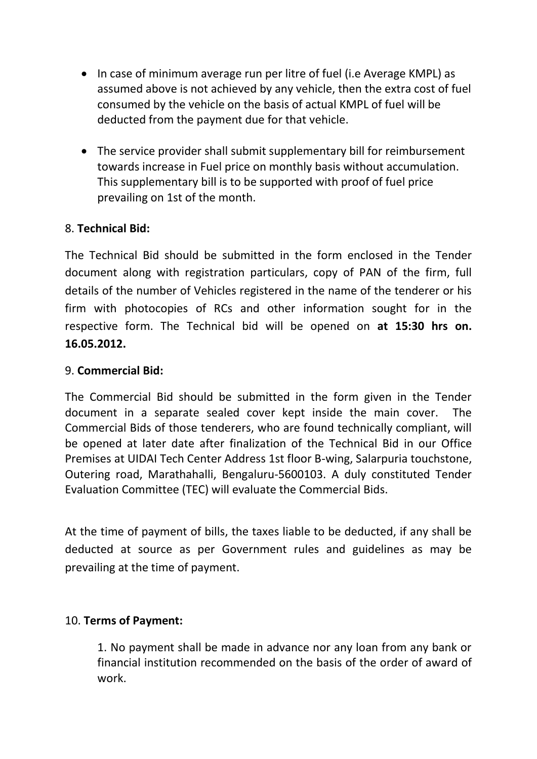- In case of minimum average run per litre of fuel (i.e Average KMPL) as assumed above is not achieved by any vehicle, then the extra cost of fuel consumed by the vehicle on the basis of actual KMPL of fuel will be deducted from the payment due for that vehicle.
- The service provider shall submit supplementary bill for reimbursement towards increase in Fuel price on monthly basis without accumulation. This supplementary bill is to be supported with proof of fuel price prevailing on 1st of the month.

8. **Technical Bid:**

The Technical Bid should be submitted in the form enclosed in the Tender document along with registration particulars, copy of PAN of the firm, full details of the number of Vehicles registered in the name of the tenderer or his firm with photocopies of RCs and other information sought for in the respective form. The Technical bid will be opened on **at 15:30 hrs on. 16.05.2012.**

9. **Commercial Bid:**

The Commercial Bid should be submitted in the form given in the Tender document in a separate sealed cover kept inside the main cover. The Commercial Bids of those tenderers, who are found technically compliant, will be opened at later date after finalization of the Technical Bid in our Office Premises at UIDAI Tech Center Address 1st floor B-wing, Salarpuria touchstone, Outering road, Marathahalli, Bengaluru-5600103. A duly constituted Tender Evaluation Committee (TEC) will evaluate the Commercial Bids.

At the time of payment of bills, the taxes liable to be deducted, if any shall be deducted at source as per Government rules and guidelines as may be prevailing at the time of payment.

10. **Terms of Payment:**

1. No payment shall be made in advance nor any loan from any bank or financial institution recommended on the basis of the order of award of work.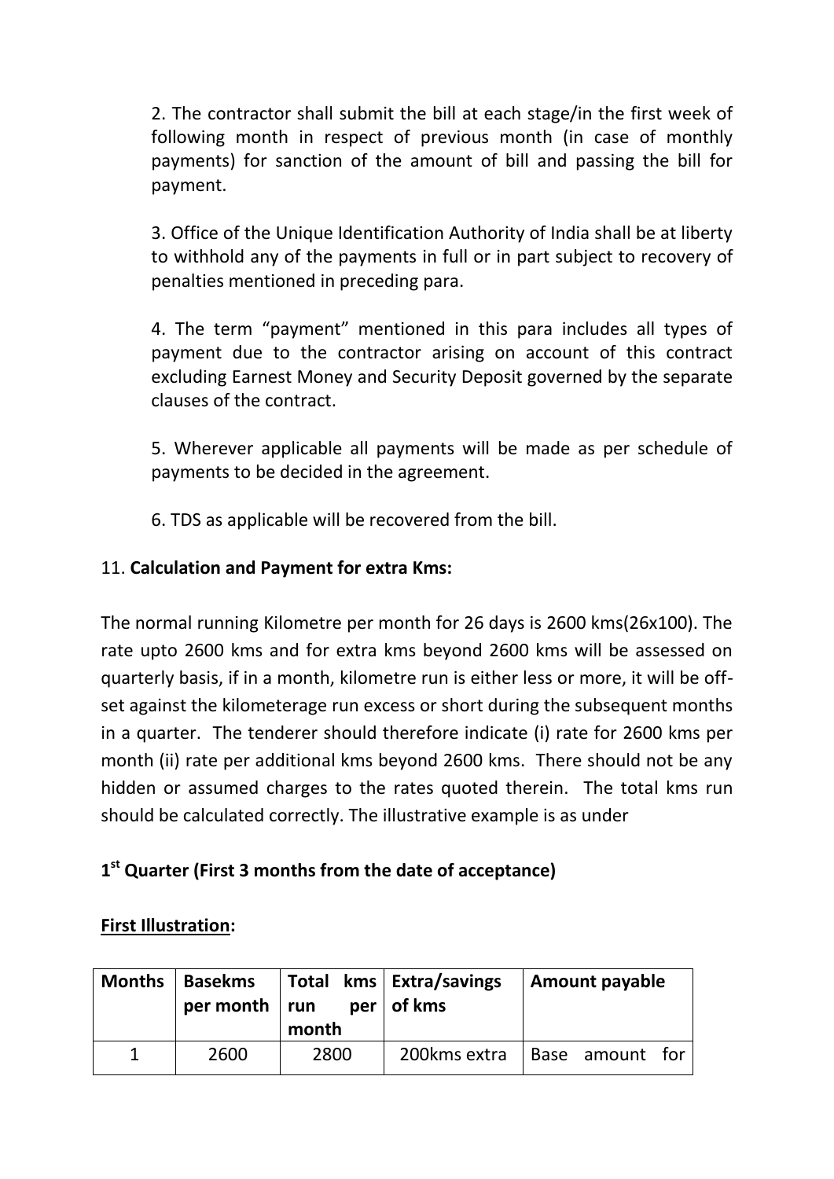2. The contractor shall submit the bill at each stage/in the first week of following month in respect of previous month (in case of monthly payments) for sanction of the amount of bill and passing the bill for payment.

3. Office of the Unique Identification Authority of India shall be at liberty to withhold any of the payments in full or in part subject to recovery of penalties mentioned in preceding para.

4. The term “payment” mentioned in this para includes all types of payment due to the contractor arising on account of this contract excluding Earnest Money and Security Deposit governed by the separate clauses of the contract.

5. Wherever applicable all payments will be made as per schedule of payments to be decided in the agreement.

6. TDS as applicable will be recovered from the bill.

11. **Calculation and Payment for extra Kms:**

The normal running Kilometre per month for 26 days is 2600 kms(26x100). The rate upto 2600 kms and for extra kms beyond 2600 kms will be assessed on quarterly basis, if in a month, kilometre run is either less or more, it will be off-set against the kilometerage run excess or short during the subsequent months in a quarter. The tenderer should therefore indicate (i) rate for 2600 kms per month (ii) rate per additional kms beyond 2600 kms. There should not be any hidden or assumed charges to the rates quoted therein. The total kms run should be calculated correctly. The illustrative example is as under

**1st Quarter (First 3 months from the date of acceptance)**

**First Illustration:**

| Months | Basekms per month | Total kms run per month | Extra/savings of kms | Amount payable |
|---|---|---|---|---|
| 1 | 2600 | 2800 | 200kms extra | Base amount for |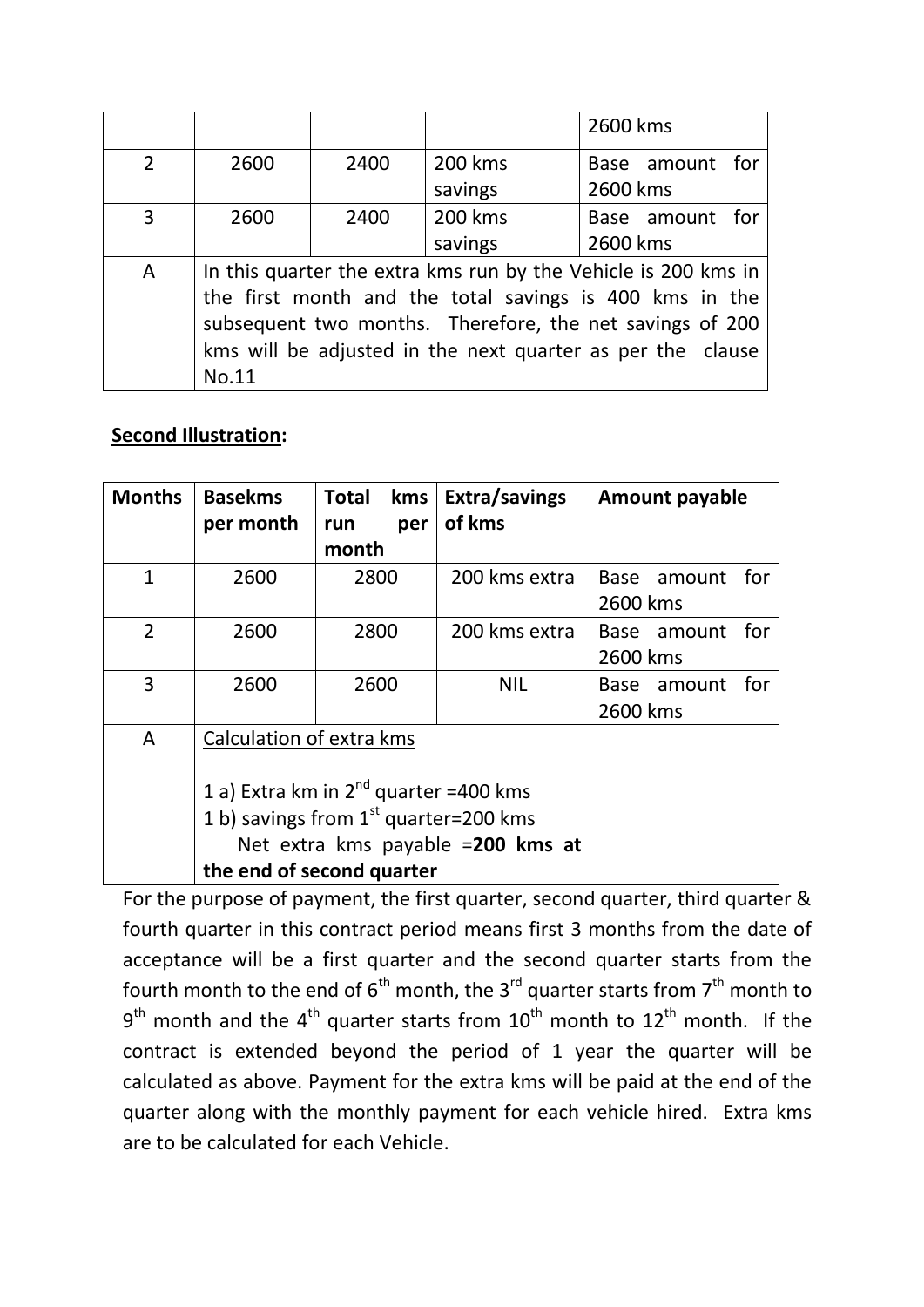| | | | | 2600 kms |
|---|---|---|---|---|
| 2 | 2600 | 2400 | 200 kms savings | Base amount for 2600 kms |
| 3 | 2600 | 2400 | 200 kms savings | Base amount for 2600 kms |
| A | In this quarter the extra kms run by the Vehicle is 200 kms in the first month and the total savings is 400 kms in the subsequent two months. Therefore, the net savings of 200 kms will be adjusted in the next quarter as per the clause No.11 | | | |

**Second Illustration:**

| Months | Basekms per month | Total kms run per month | Extra/savings of kms | Amount payable |
|---|---|---|---|---|
| 1 | 2600 | 2800 | 200 kms extra | Base amount for 2600 kms |
| 2 | 2600 | 2800 | 200 kms extra | Base amount for 2600 kms |
| 3 | 2600 | 2600 | NIL | Base amount for 2600 kms |
| A | Calculation of extra kms<br><br>1 a) Extra km in 2nd quarter =400 kms<br>1 b) savings from 1st quarter=200 kms<br>Net extra kms payable =**200 kms at the end of second quarter** | | | |

For the purpose of payment, the first quarter, second quarter, third quarter & fourth quarter in this contract period means first 3 months from the date of acceptance will be a first quarter and the second quarter starts from the fourth month to the end of 6th month, the 3rd quarter starts from 7th month to 9th month and the 4th quarter starts from 10th month to 12th month. If the contract is extended beyond the period of 1 year the quarter will be calculated as above. Payment for the extra kms will be paid at the end of the quarter along with the monthly payment for each vehicle hired. Extra kms are to be calculated for each Vehicle.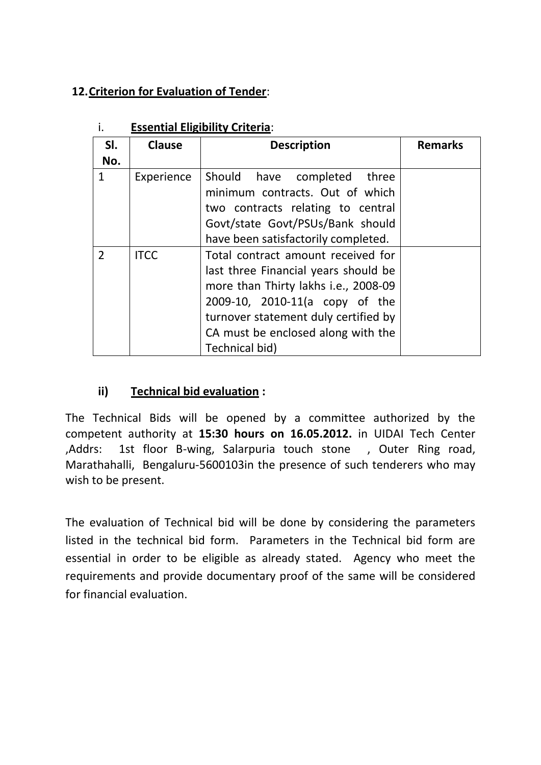**12. Criterion for Evaluation of Tender**:

i. **Essential Eligibility Criteria**:

| Sl. No. | Clause | Description | Remarks |
|---|---|---|---|
| 1 | Experience | Should have completed three minimum contracts. Out of which two contracts relating to central Govt/state Govt/PSUs/Bank should have been satisfactorily completed. | |
| 2 | ITCC | Total contract amount received for last three Financial years should be more than Thirty lakhs i.e., 2008-09 2009-10, 2010-11(a copy of the turnover statement duly certified by CA must be enclosed along with the Technical bid) | |

**ii) Technical bid evaluation :**

The Technical Bids will be opened by a committee authorized by the competent authority at **15:30 hours on 16.05.2012.** in UIDAI Tech Center ,Addrs: 1st floor B-wing, Salarpuria touch stone , Outer Ring road, Marathahalli, Bengaluru-5600103in the presence of such tenderers who may wish to be present.

The evaluation of Technical bid will be done by considering the parameters listed in the technical bid form. Parameters in the Technical bid form are essential in order to be eligible as already stated. Agency who meet the requirements and provide documentary proof of the same will be considered for financial evaluation.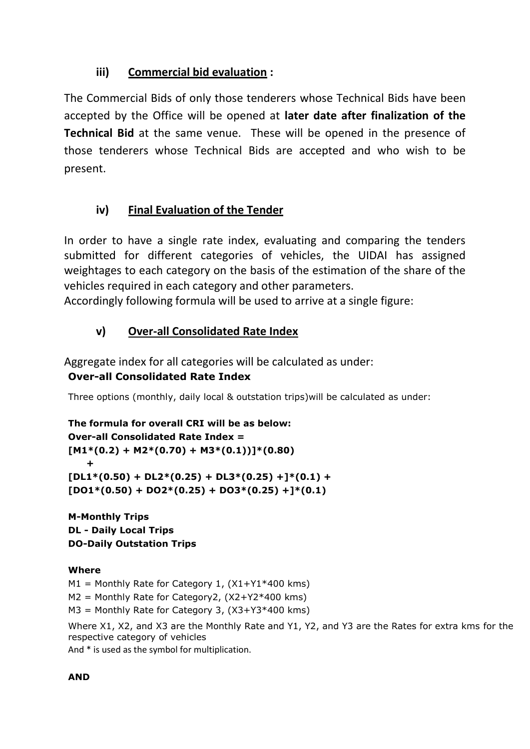### iii) Commercial bid evaluation :

The Commercial Bids of only those tenderers whose Technical Bids have been accepted by the Office will be opened at **later date after finalization of the Technical Bid** at the same venue. These will be opened in the presence of those tenderers whose Technical Bids are accepted and who wish to be present.

### iv) Final Evaluation of the Tender

In order to have a single rate index, evaluating and comparing the tenders submitted for different categories of vehicles, the UIDAI has assigned weightages to each category on the basis of the estimation of the share of the vehicles required in each category and other parameters.
Accordingly following formula will be used to arrive at a single figure:

### v) Over-all Consolidated Rate Index

Aggregate index for all categories will be calculated as under:

**Over-all Consolidated Rate Index**

Three options (monthly, daily local & outstation trips)will be calculated as under:

**The formula for overall CRI will be as below:**
**Over-all Consolidated Rate Index =**
**[M1*(0.2) + M2*(0.70) + M3*(0.1))]*(0.80)**
**+**
**[DL1*(0.50) + DL2*(0.25) + DL3*(0.25) +]*(0.1) +**
**[DO1*(0.50) + DO2*(0.25) + DO3*(0.25) +]*(0.1)**

**M-Monthly Trips**
**DL - Daily Local Trips**
**DO-Daily Outstation Trips**

**Where**

M1 = Monthly Rate for Category 1, (X1+Y1*400 kms)
M2 = Monthly Rate for Category2, (X2+Y2*400 kms)
M3 = Monthly Rate for Category 3, (X3+Y3*400 kms)

Where X1, X2, and X3 are the Monthly Rate and Y1, Y2, and Y3 are the Rates for extra kms for the respective category of vehicles
And * is used as the symbol for multiplication.

**AND**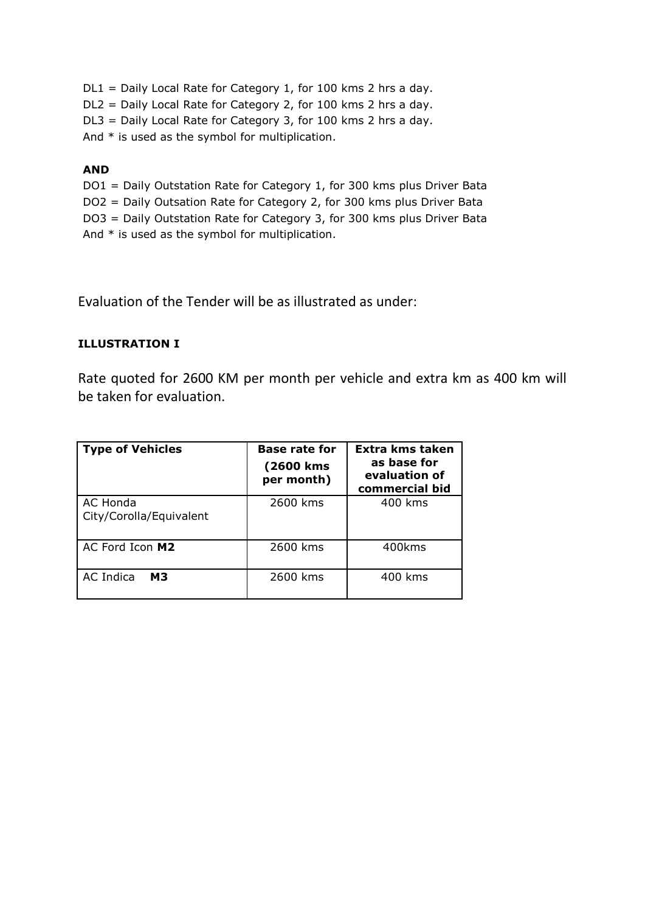DL1 = Daily Local Rate for Category 1, for 100 kms 2 hrs a day.
DL2 = Daily Local Rate for Category 2, for 100 kms 2 hrs a day.
DL3 = Daily Local Rate for Category 3, for 100 kms 2 hrs a day.
And * is used as the symbol for multiplication.

**AND**

DO1 = Daily Outstation Rate for Category 1, for 300 kms plus Driver Bata
DO2 = Daily Outsation Rate for Category 2, for 300 kms plus Driver Bata
DO3 = Daily Outstation Rate for Category 3, for 300 kms plus Driver Bata
And * is used as the symbol for multiplication.

Evaluation of the Tender will be as illustrated as under:

**ILLUSTRATION I**

Rate quoted for 2600 KM per month per vehicle and extra km as 400 km will be taken for evaluation.

| **Type of Vehicles** | **Base rate for (2600 kms per month)** | **Extra kms taken as base for evaluation of commercial bid** |
|---|---|---|
| AC Honda City/Corolla/Equivalent | 2600 kms | 400 kms |
| AC Ford Icon **M2** | 2600 kms | 400kms |
| AC Indica **M3** | 2600 kms | 400 kms |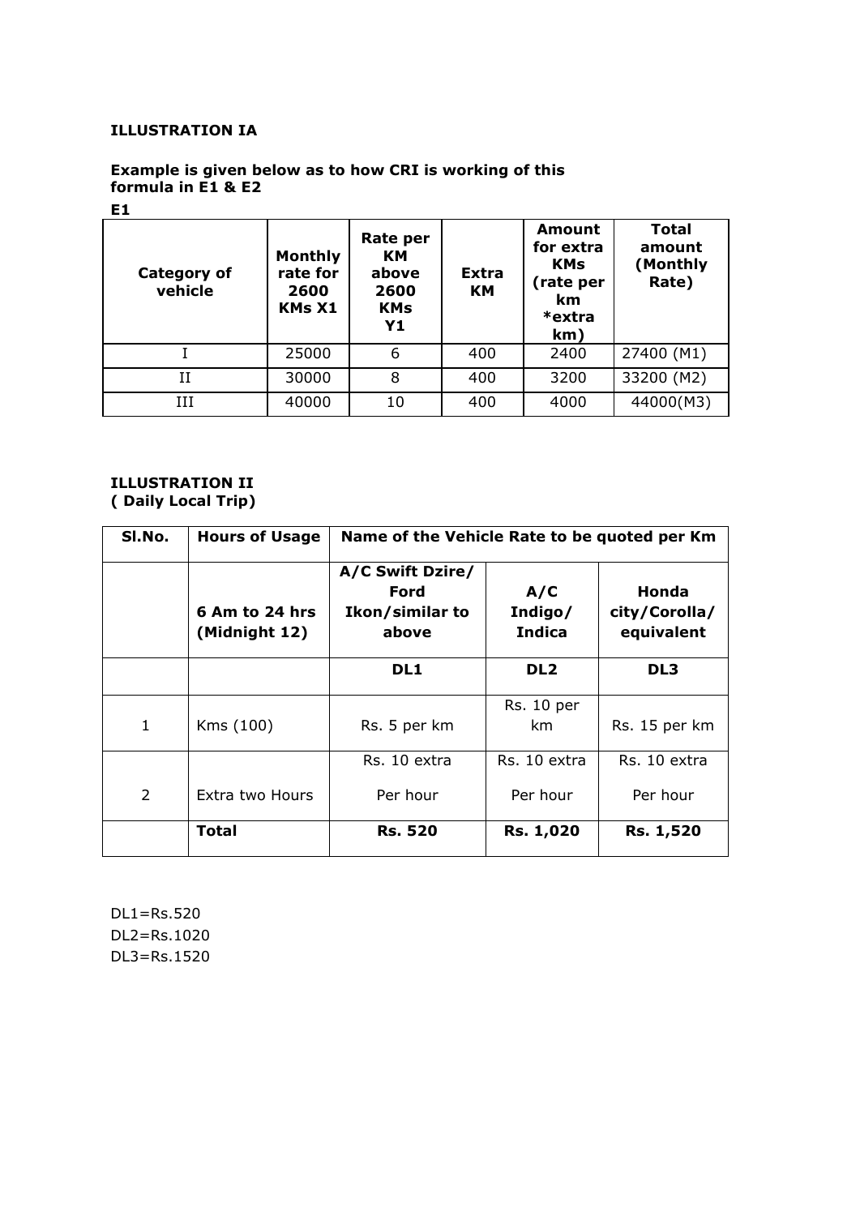**ILLUSTRATION IA**

**Example is given below as to how CRI is working of this formula in E1 & E2**

**E1**

| Category of vehicle | Monthly rate for 2600 KMs X1 | Rate per KM above 2600 KMs Y1 | Extra KM | Amount for extra KMs (rate per km *extra km) | Total amount (Monthly Rate) |
|---|---|---|---|---|---|
| I | 25000 | 6 | 400 | 2400 | 27400 (M1) |
| II | 30000 | 8 | 400 | 3200 | 33200 (M2) |
| III | 40000 | 10 | 400 | 4000 | 44000(M3) |

**ILLUSTRATION II**
**( Daily Local Trip)**

| Sl.No. | Hours of Usage | Name of the Vehicle Rate to be quoted per Km | | |
|---|---|---|---|---|
| | 6 Am to 24 hrs (Midnight 12) | A/C Swift Dzire/ Ford Ikon/similar to above | A/C Indigo/ Indica | Honda city/Corolla/ equivalent |
| | | **DL1** | **DL2** | **DL3** |
| 1 | Kms (100) | Rs. 5 per km | Rs. 10 per km | Rs. 15 per km |
| 2 | Extra two Hours | Rs. 10 extra Per hour | Rs. 10 extra Per hour | Rs. 10 extra Per hour |
| | **Total** | **Rs. 520** | **Rs. 1,020** | **Rs. 1,520** |

DL1=Rs.520
DL2=Rs.1020
DL3=Rs.1520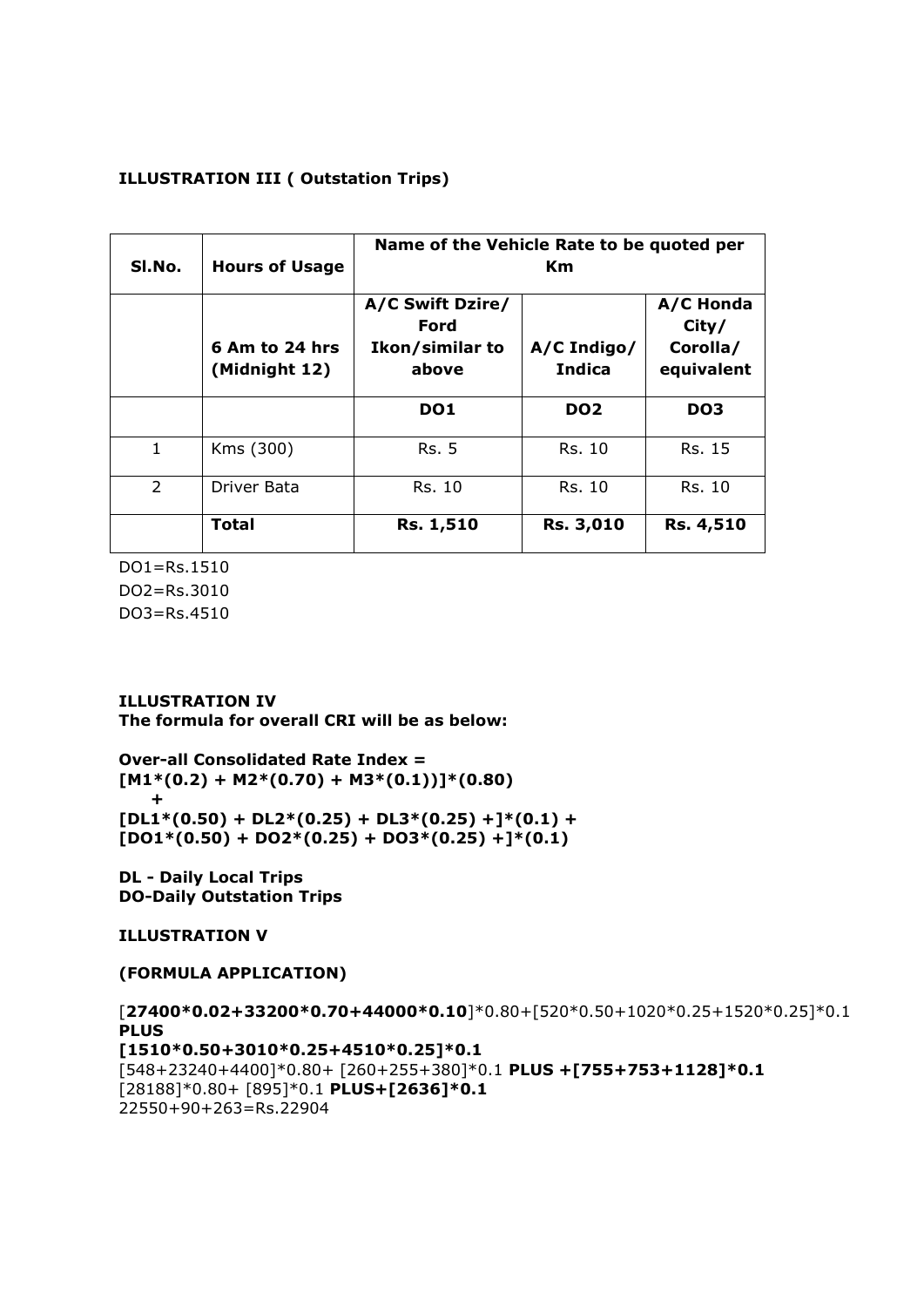**ILLUSTRATION III ( Outstation Trips)**

| Sl.No. | Hours of Usage | Name of the Vehicle Rate to be quoted per Km | | |
|---|---|---|---|---|
| | **6 Am to 24 hrs (Midnight 12)** | **A/C Swift Dzire/ Ford Ikon/similar to above** | **A/C Indigo/ Indica** | **A/C Honda City/ Corolla/ equivalent** |
| | | **DO1** | **DO2** | **DO3** |
| 1 | Kms (300) | Rs. 5 | Rs. 10 | Rs. 15 |
| 2 | Driver Bata | Rs. 10 | Rs. 10 | Rs. 10 |
| | **Total** | **Rs. 1,510** | **Rs. 3,010** | **Rs. 4,510** |

DO1=Rs.1510

DO2=Rs.3010

DO3=Rs.4510

**ILLUSTRATION IV**
**The formula for overall CRI will be as below:**

**Over-all Consolidated Rate Index =**
**[M1*(0.2) + M2*(0.70) + M3*(0.1))]*(0.80)**
**+**
**[DL1*(0.50) + DL2*(0.25) + DL3*(0.25) +]*(0.1) +**
**[DO1*(0.50) + DO2*(0.25) + DO3*(0.25) +]*(0.1)**

**DL - Daily Local Trips**
**DO-Daily Outstation Trips**

**ILLUSTRATION V**

**(FORMULA APPLICATION)**

[**27400*0.02+33200*0.70+44000*0.10**]*0.80+[520*0.50+1020*0.25+1520*0.25]*0.1
**PLUS**
**[1510*0.50+3010*0.25+4510*0.25]*0.1**
[548+23240+4400]*0.80+ [260+255+380]*0.1 **PLUS +[755+753+1128]*0.1**
[28188]*0.80+ [895]*0.1 **PLUS+[2636]*0.1**
22550+90+263=Rs.22904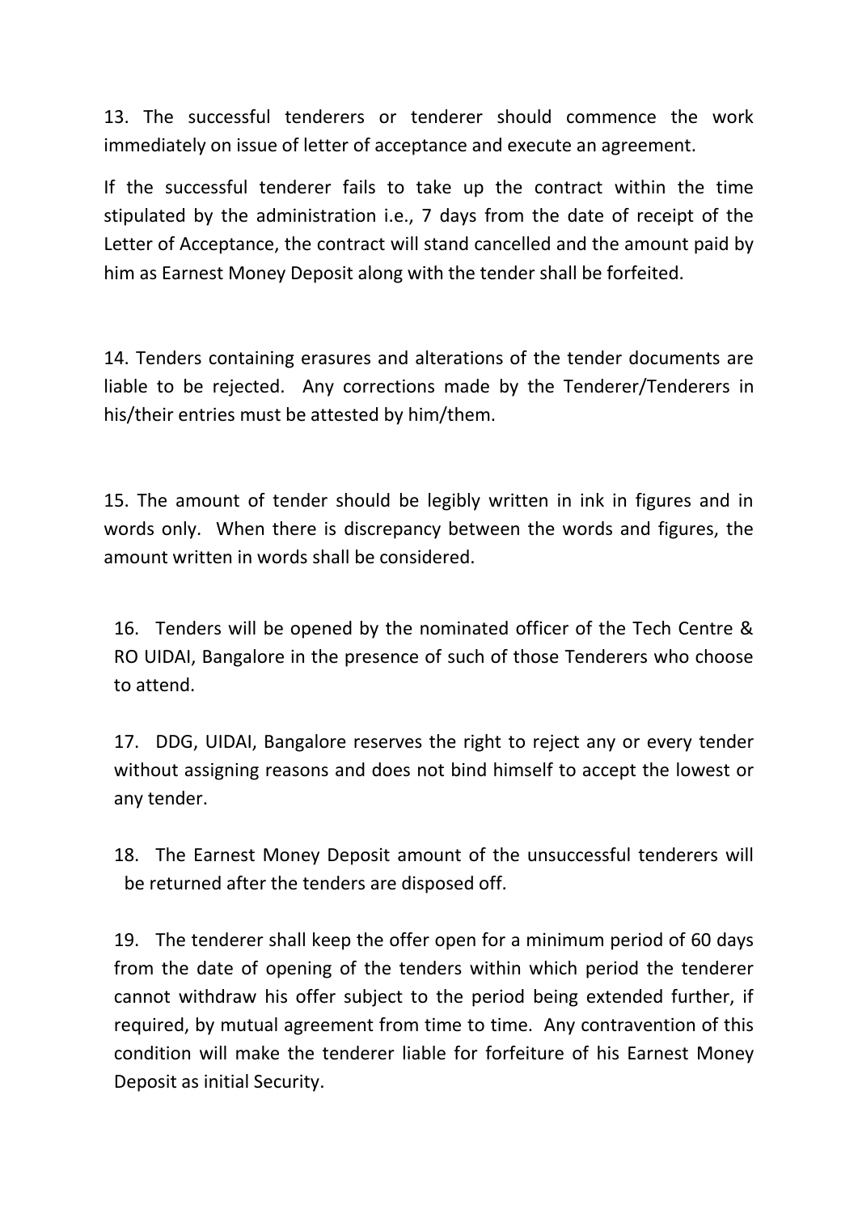13. The successful tenderers or tenderer should commence the work immediately on issue of letter of acceptance and execute an agreement.

If the successful tenderer fails to take up the contract within the time stipulated by the administration i.e., 7 days from the date of receipt of the Letter of Acceptance, the contract will stand cancelled and the amount paid by him as Earnest Money Deposit along with the tender shall be forfeited.

14. Tenders containing erasures and alterations of the tender documents are liable to be rejected. Any corrections made by the Tenderer/Tenderers in his/their entries must be attested by him/them.

15. The amount of tender should be legibly written in ink in figures and in words only. When there is discrepancy between the words and figures, the amount written in words shall be considered.

16. Tenders will be opened by the nominated officer of the Tech Centre & RO UIDAI, Bangalore in the presence of such of those Tenderers who choose to attend.

17. DDG, UIDAI, Bangalore reserves the right to reject any or every tender without assigning reasons and does not bind himself to accept the lowest or any tender.

18. The Earnest Money Deposit amount of the unsuccessful tenderers will be returned after the tenders are disposed off.

19. The tenderer shall keep the offer open for a minimum period of 60 days from the date of opening of the tenders within which period the tenderer cannot withdraw his offer subject to the period being extended further, if required, by mutual agreement from time to time. Any contravention of this condition will make the tenderer liable for forfeiture of his Earnest Money Deposit as initial Security.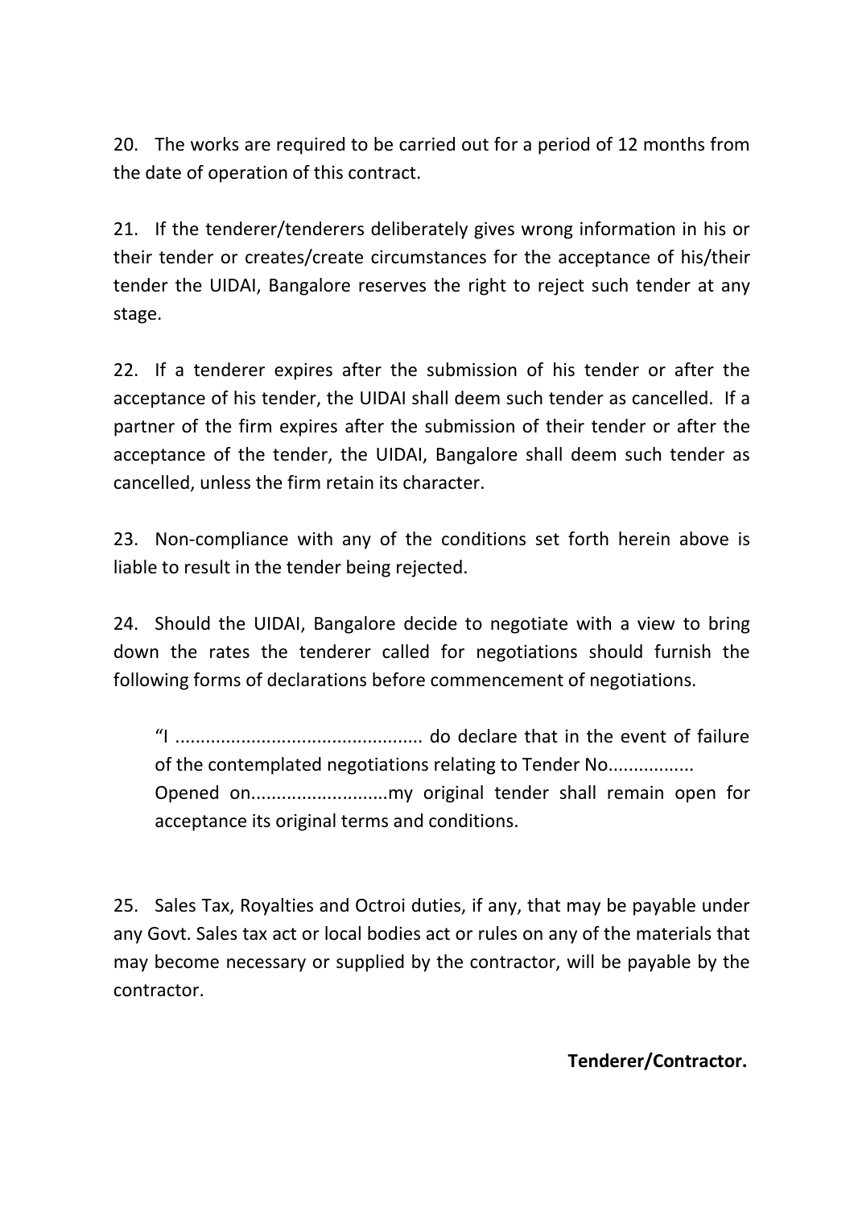20. The works are required to be carried out for a period of 12 months from the date of operation of this contract.

21. If the tenderer/tenderers deliberately gives wrong information in his or their tender or creates/create circumstances for the acceptance of his/their tender the UIDAI, Bangalore reserves the right to reject such tender at any stage.

22. If a tenderer expires after the submission of his tender or after the acceptance of his tender, the UIDAI shall deem such tender as cancelled. If a partner of the firm expires after the submission of their tender or after the acceptance of the tender, the UIDAI, Bangalore shall deem such tender as cancelled, unless the firm retain its character.

23. Non-compliance with any of the conditions set forth herein above is liable to result in the tender being rejected.

24. Should the UIDAI, Bangalore decide to negotiate with a view to bring down the rates the tenderer called for negotiations should furnish the following forms of declarations before commencement of negotiations.

> "I ................................................ do declare that in the event of failure of the contemplated negotiations relating to Tender No................ Opened on..........................my original tender shall remain open for acceptance its original terms and conditions.

25. Sales Tax, Royalties and Octroi duties, if any, that may be payable under any Govt. Sales tax act or local bodies act or rules on any of the materials that may become necessary or supplied by the contractor, will be payable by the contractor.

**Tenderer/Contractor.**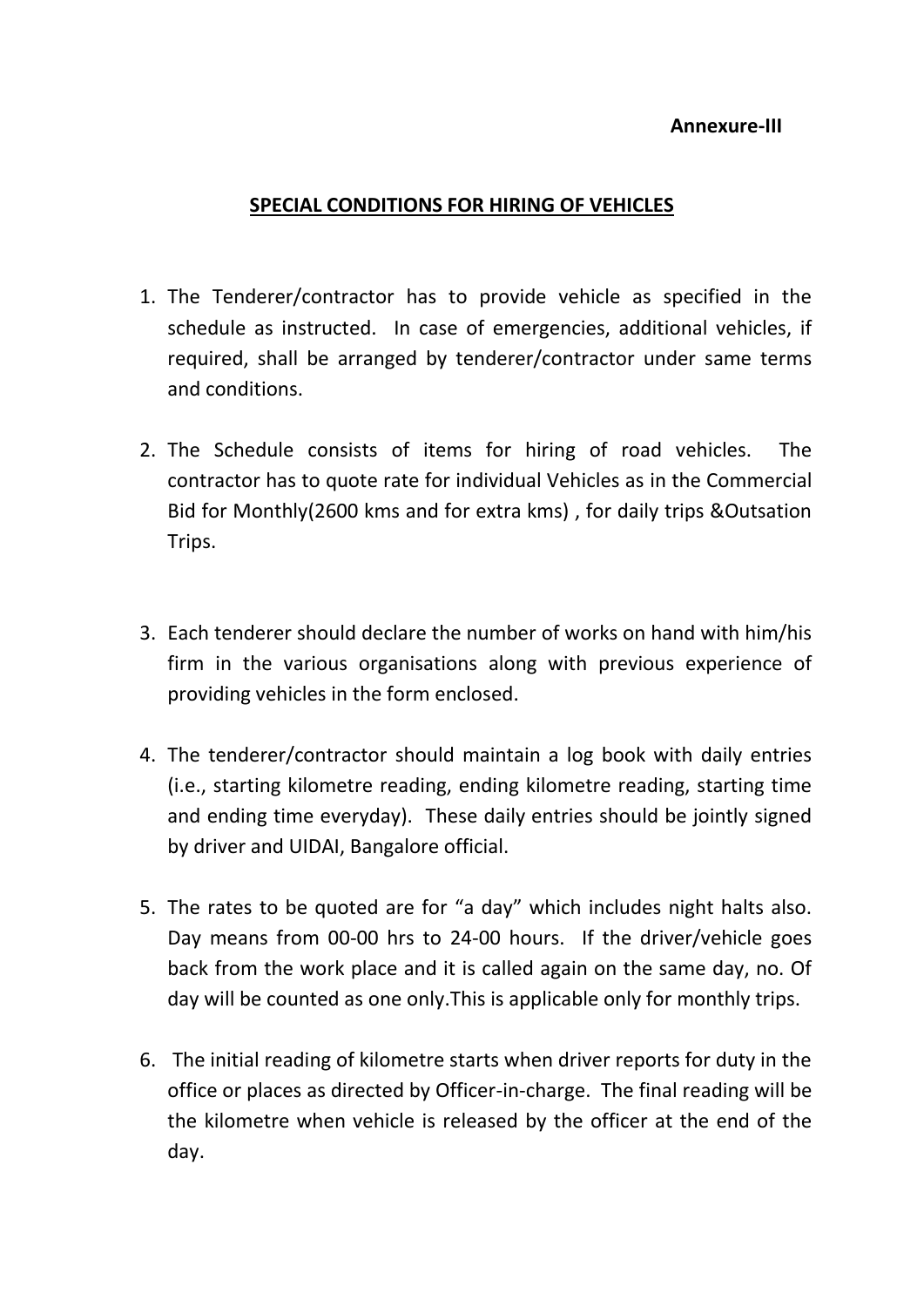**Annexure-III**

## SPECIAL CONDITIONS FOR HIRING OF VEHICLES

1. The Tenderer/contractor has to provide vehicle as specified in the schedule as instructed. In case of emergencies, additional vehicles, if required, shall be arranged by tenderer/contractor under same terms and conditions.

2. The Schedule consists of items for hiring of road vehicles. The contractor has to quote rate for individual Vehicles as in the Commercial Bid for Monthly(2600 kms and for extra kms) , for daily trips &Outsation Trips.

3. Each tenderer should declare the number of works on hand with him/his firm in the various organisations along with previous experience of providing vehicles in the form enclosed.

4. The tenderer/contractor should maintain a log book with daily entries (i.e., starting kilometre reading, ending kilometre reading, starting time and ending time everyday). These daily entries should be jointly signed by driver and UIDAI, Bangalore official.

5. The rates to be quoted are for "a day" which includes night halts also. Day means from 00-00 hrs to 24-00 hours. If the driver/vehicle goes back from the work place and it is called again on the same day, no. Of day will be counted as one only.This is applicable only for monthly trips.

6. The initial reading of kilometre starts when driver reports for duty in the office or places as directed by Officer-in-charge. The final reading will be the kilometre when vehicle is released by the officer at the end of the day.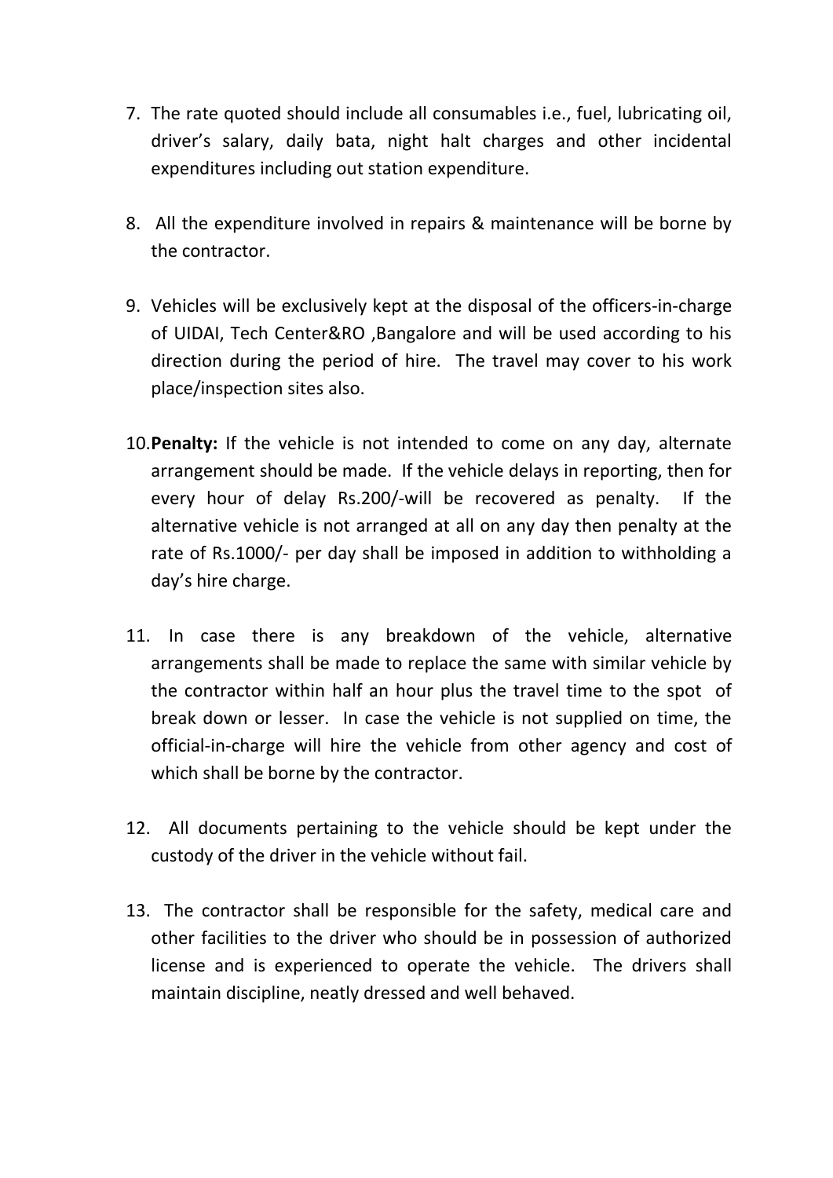7. The rate quoted should include all consumables i.e., fuel, lubricating oil, driver's salary, daily bata, night halt charges and other incidental expenditures including out station expenditure.

8. All the expenditure involved in repairs & maintenance will be borne by the contractor.

9. Vehicles will be exclusively kept at the disposal of the officers-in-charge of UIDAI, Tech Center&RO ,Bangalore and will be used according to his direction during the period of hire. The travel may cover to his work place/inspection sites also.

10. **Penalty:** If the vehicle is not intended to come on any day, alternate arrangement should be made. If the vehicle delays in reporting, then for every hour of delay Rs.200/-will be recovered as penalty. If the alternative vehicle is not arranged at all on any day then penalty at the rate of Rs.1000/- per day shall be imposed in addition to withholding a day's hire charge.

11. In case there is any breakdown of the vehicle, alternative arrangements shall be made to replace the same with similar vehicle by the contractor within half an hour plus the travel time to the spot of break down or lesser. In case the vehicle is not supplied on time, the official-in-charge will hire the vehicle from other agency and cost of which shall be borne by the contractor.

12. All documents pertaining to the vehicle should be kept under the custody of the driver in the vehicle without fail.

13. The contractor shall be responsible for the safety, medical care and other facilities to the driver who should be in possession of authorized license and is experienced to operate the vehicle. The drivers shall maintain discipline, neatly dressed and well behaved.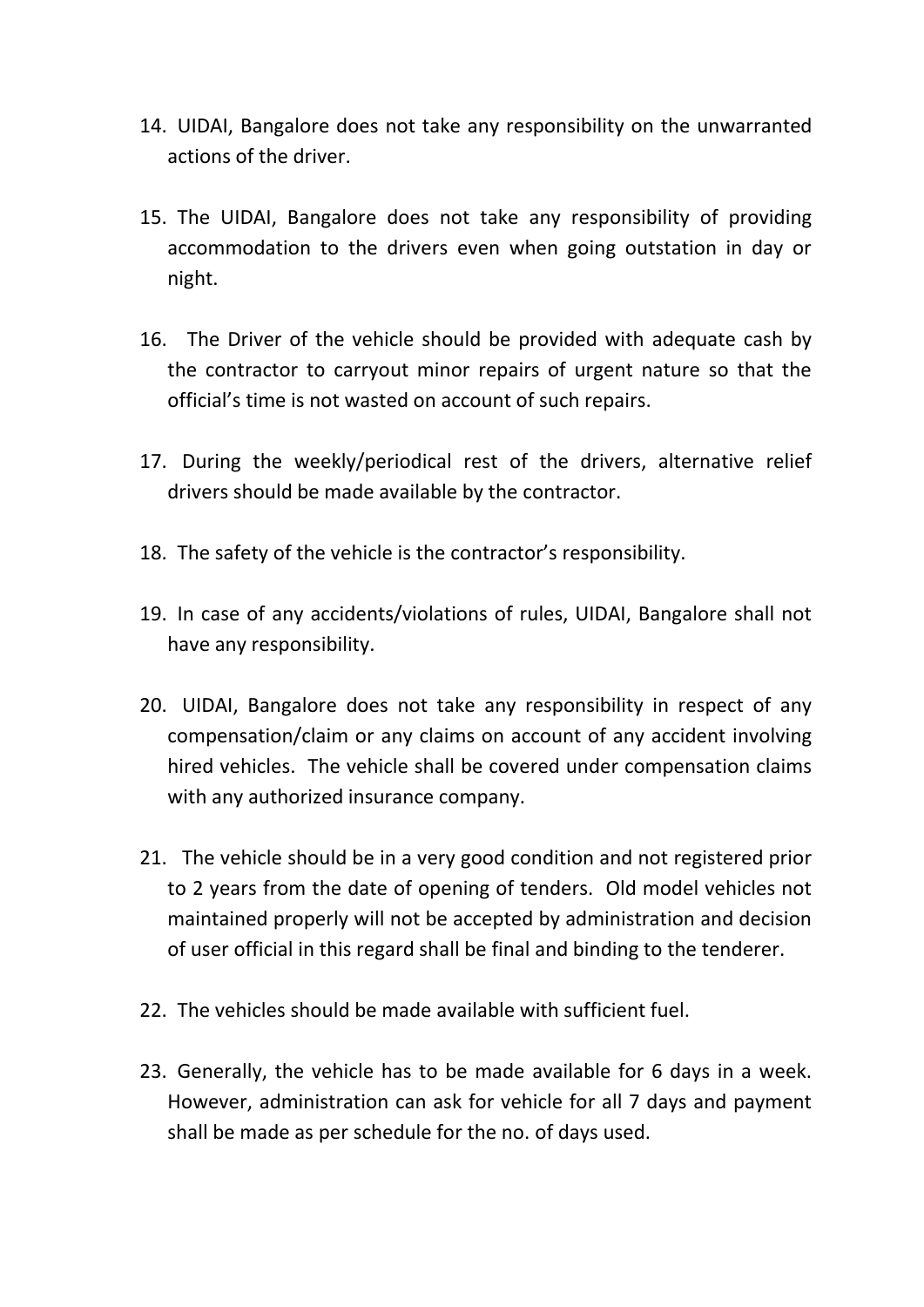14. UIDAI, Bangalore does not take any responsibility on the unwarranted actions of the driver.

15. The UIDAI, Bangalore does not take any responsibility of providing accommodation to the drivers even when going outstation in day or night.

16. The Driver of the vehicle should be provided with adequate cash by the contractor to carryout minor repairs of urgent nature so that the official's time is not wasted on account of such repairs.

17. During the weekly/periodical rest of the drivers, alternative relief drivers should be made available by the contractor.

18. The safety of the vehicle is the contractor's responsibility.

19. In case of any accidents/violations of rules, UIDAI, Bangalore shall not have any responsibility.

20. UIDAI, Bangalore does not take any responsibility in respect of any compensation/claim or any claims on account of any accident involving hired vehicles. The vehicle shall be covered under compensation claims with any authorized insurance company.

21. The vehicle should be in a very good condition and not registered prior to 2 years from the date of opening of tenders. Old model vehicles not maintained properly will not be accepted by administration and decision of user official in this regard shall be final and binding to the tenderer.

22. The vehicles should be made available with sufficient fuel.

23. Generally, the vehicle has to be made available for 6 days in a week. However, administration can ask for vehicle for all 7 days and payment shall be made as per schedule for the no. of days used.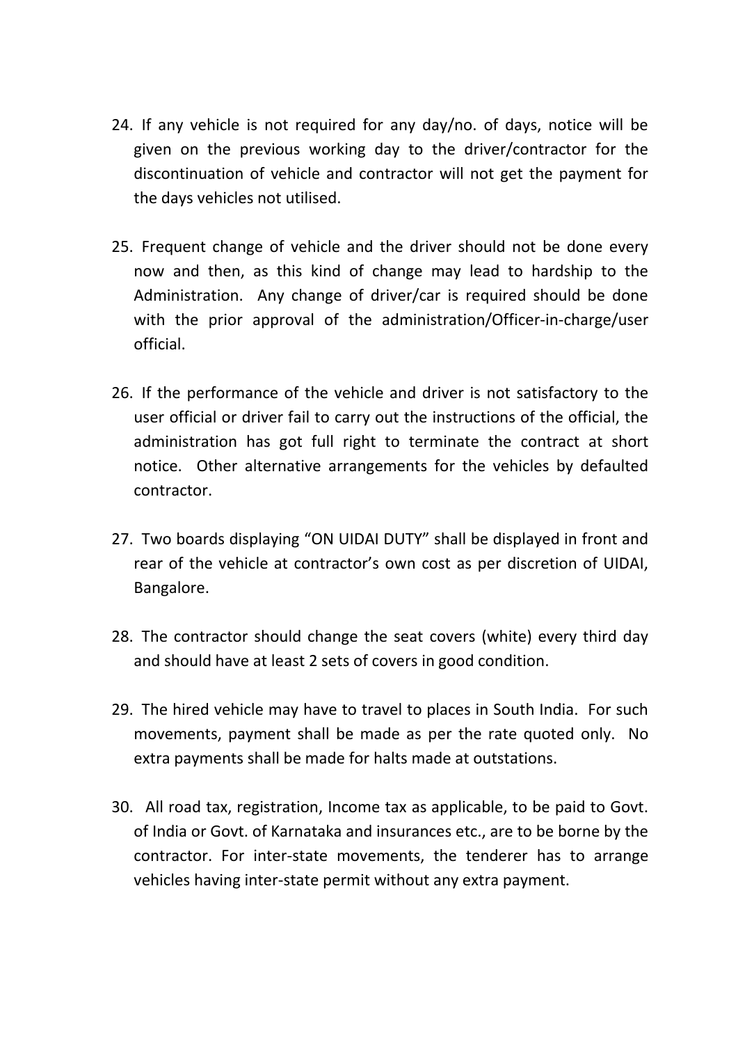24. If any vehicle is not required for any day/no. of days, notice will be given on the previous working day to the driver/contractor for the discontinuation of vehicle and contractor will not get the payment for the days vehicles not utilised.

25. Frequent change of vehicle and the driver should not be done every now and then, as this kind of change may lead to hardship to the Administration. Any change of driver/car is required should be done with the prior approval of the administration/Officer-in-charge/user official.

26. If the performance of the vehicle and driver is not satisfactory to the user official or driver fail to carry out the instructions of the official, the administration has got full right to terminate the contract at short notice. Other alternative arrangements for the vehicles by defaulted contractor.

27. Two boards displaying "ON UIDAI DUTY" shall be displayed in front and rear of the vehicle at contractor's own cost as per discretion of UIDAI, Bangalore.

28. The contractor should change the seat covers (white) every third day and should have at least 2 sets of covers in good condition.

29. The hired vehicle may have to travel to places in South India. For such movements, payment shall be made as per the rate quoted only. No extra payments shall be made for halts made at outstations.

30. All road tax, registration, Income tax as applicable, to be paid to Govt. of India or Govt. of Karnataka and insurances etc., are to be borne by the contractor. For inter-state movements, the tenderer has to arrange vehicles having inter-state permit without any extra payment.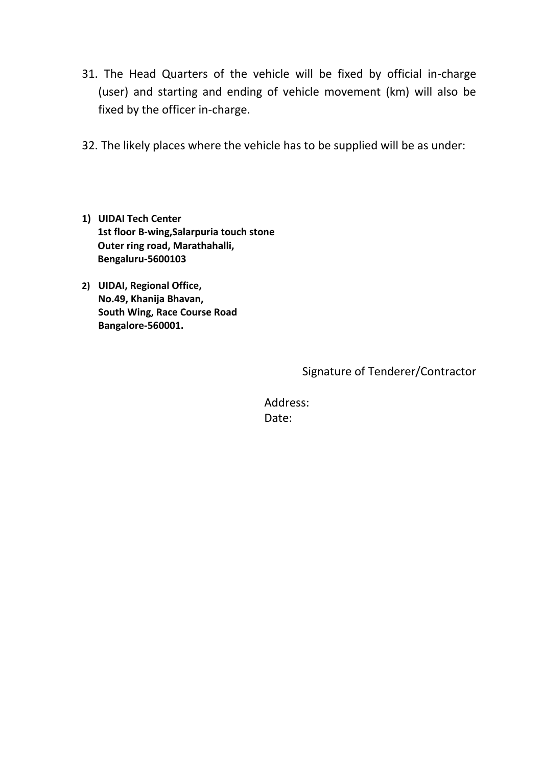31. The Head Quarters of the vehicle will be fixed by official in-charge (user) and starting and ending of vehicle movement (km) will also be fixed by the officer in-charge.

32. The likely places where the vehicle has to be supplied will be as under:

1) **UIDAI Tech Center**
   **1st floor B-wing,Salarpuria touch stone**
   **Outer ring road, Marathahalli,**
   **Bengaluru-5600103**

2) **UIDAI, Regional Office,**
   **No.49, Khanija Bhavan,**
   **South Wing, Race Course Road**
   **Bangalore-560001.**

Signature of Tenderer/Contractor

Address:
Date: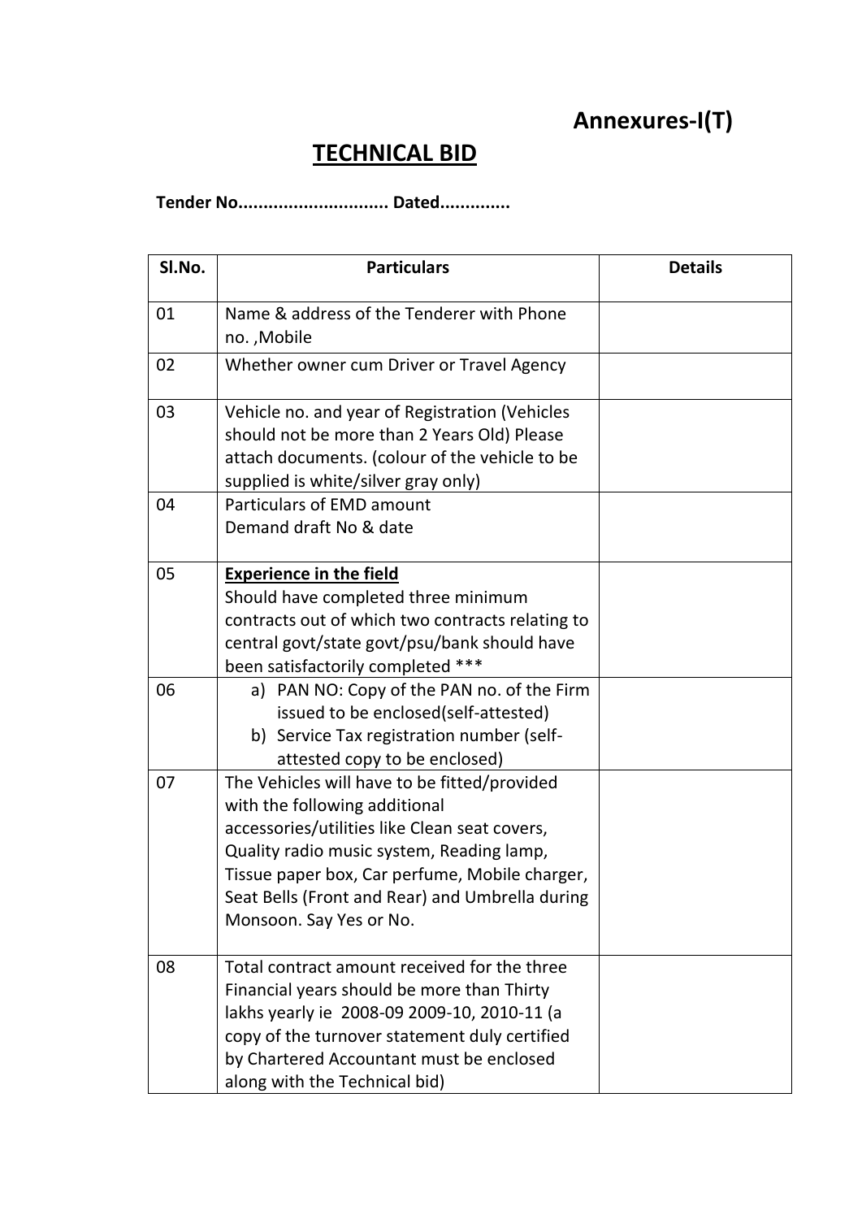**Annexures-I(T)**

# TECHNICAL BID

**Tender No............................. Dated.............**

| Sl.No. | Particulars | Details |
|---|---|---|
| 01 | Name & address of the Tenderer with Phone no. ,Mobile | |
| 02 | Whether owner cum Driver or Travel Agency | |
| 03 | Vehicle no. and year of Registration (Vehicles should not be more than 2 Years Old) Please attach documents. (colour of the vehicle to be supplied is white/silver gray only) | |
| 04 | Particulars of EMD amount<br>Demand draft No & date | |
| 05 | **Experience in the field**<br>Should have completed three minimum contracts out of which two contracts relating to central govt/state govt/psu/bank should have been satisfactorily completed *** | |
| 06 | a) PAN NO: Copy of the PAN no. of the Firm issued to be enclosed(self-attested)<br>b) Service Tax registration number (self-attested copy to be enclosed) | |
| 07 | The Vehicles will have to be fitted/provided with the following additional accessories/utilities like Clean seat covers, Quality radio music system, Reading lamp, Tissue paper box, Car perfume, Mobile charger, Seat Bells (Front and Rear) and Umbrella during Monsoon. Say Yes or No. | |
| 08 | Total contract amount received for the three Financial years should be more than Thirty lakhs yearly ie 2008-09 2009-10, 2010-11 (a copy of the turnover statement duly certified by Chartered Accountant must be enclosed along with the Technical bid) | |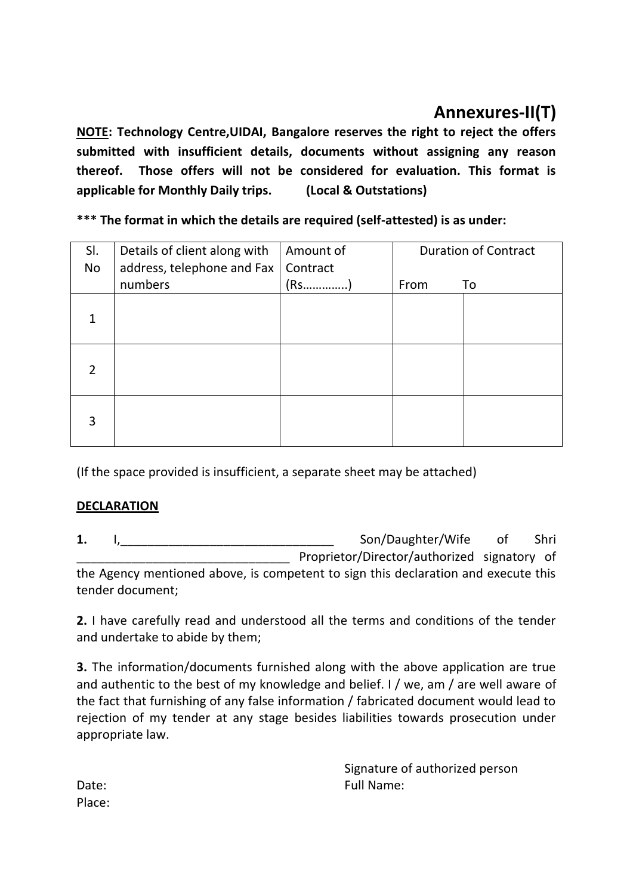# Annexures-II(T)

**<u>NOTE</u>: Technology Centre,UIDAI, Bangalore reserves the right to reject the offers submitted with insufficient details, documents without assigning any reason thereof. Those offers will not be considered for evaluation. This format is applicable for Monthly Daily trips. (Local & Outstations)**

**\*\*\* The format in which the details are required (self-attested) is as under:**

| Sl. No | Details of client along with address, telephone and Fax numbers | Amount of Contract (Rs…………..) | Duration of Contract | |
|---|---|---|---|---|
| | | | From | To |
| 1 | | | | |
| 2 | | | | |
| 3 | | | | |

(If the space provided is insufficient, a separate sheet may be attached)

**<u>DECLARATION</u>**

**1.** I,_______________________________ Son/Daughter/Wife of Shri _______________________________ Proprietor/Director/authorized signatory of the Agency mentioned above, is competent to sign this declaration and execute this tender document;

**2.** I have carefully read and understood all the terms and conditions of the tender and undertake to abide by them;

**3.** The information/documents furnished along with the above application are true and authentic to the best of my knowledge and belief. I / we, am / are well aware of the fact that furnishing of any false information / fabricated document would lead to rejection of my tender at any stage besides liabilities towards prosecution under appropriate law.

Signature of authorized person

Date: Full Name:

Place: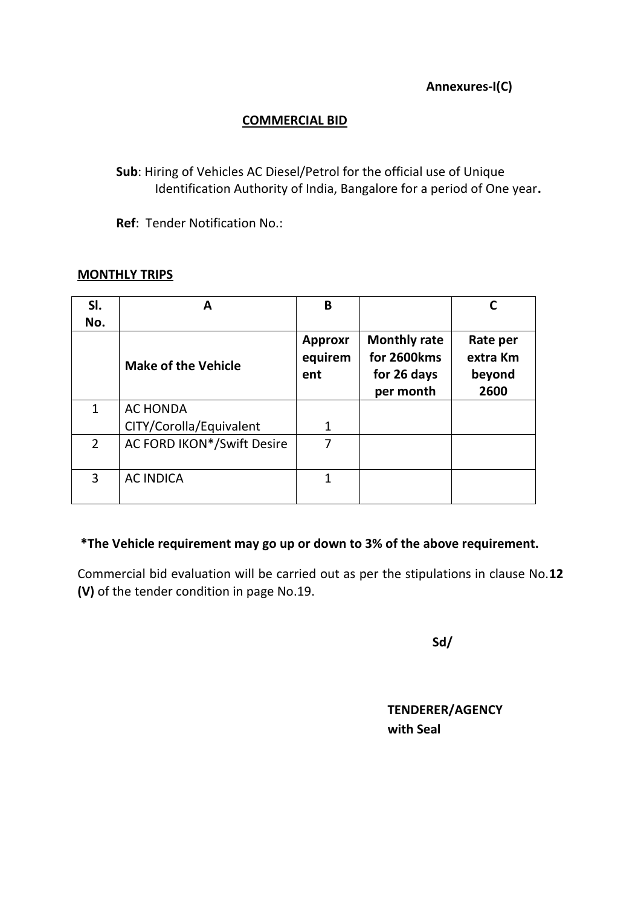**Annexures-I(C)**

**COMMERCIAL BID**

**Sub**: Hiring of Vehicles AC Diesel/Petrol for the official use of Unique Identification Authority of India, Bangalore for a period of One year**.**

**Ref**: Tender Notification No.:

**MONTHLY TRIPS**

| Sl. No. | A | B | | C |
|---|---|---|---|---|
| | **Make of the Vehicle** | **Approxrequirement** | **Monthly rate for 2600kms for 26 days per month** | **Rate per extra Km beyond 2600** |
| 1 | AC HONDA CITY/Corolla/Equivalent | 1 | | |
| 2 | AC FORD IKON*/Swift Desire | 7 | | |
| 3 | AC INDICA | 1 | | |

**\*The Vehicle requirement may go up or down to 3% of the above requirement.**

Commercial bid evaluation will be carried out as per the stipulations in clause No.**12 (V)** of the tender condition in page No.19.

**Sd/**

**TENDERER/AGENCY**
**with Seal**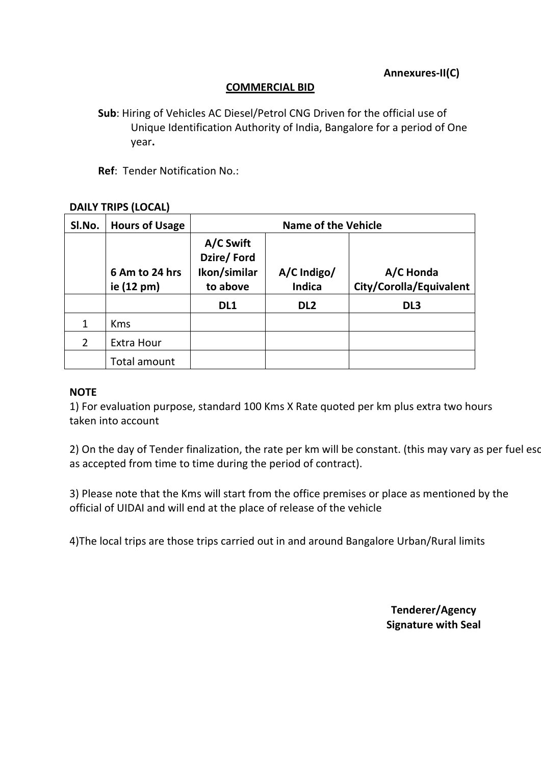**Annexures-II(C)**

**COMMERCIAL BID**

**Sub**: Hiring of Vehicles AC Diesel/Petrol CNG Driven for the official use of Unique Identification Authority of India, Bangalore for a period of One year**.**

**Ref**: Tender Notification No.:

**DAILY TRIPS (LOCAL)**

| Sl.No. | Hours of Usage | Name of the Vehicle | | |
|---|---|---|---|---|
| | 6 Am to 24 hrs ie (12 pm) | A/C Swift Dzire/ Ford Ikon/similar to above | A/C Indigo/ Indica | A/C Honda City/Corolla/Equivalent |
| | | DL1 | DL2 | DL3 |
| 1 | Kms | | | |
| 2 | Extra Hour | | | |
| | Total amount | | | |

**NOTE**

1) For evaluation purpose, standard 100 Kms X Rate quoted per km plus extra two hours taken into account

2) On the day of Tender finalization, the rate per km will be constant. (this may vary as per fuel esc as accepted from time to time during the period of contract).

3) Please note that the Kms will start from the office premises or place as mentioned by the official of UIDAI and will end at the place of release of the vehicle

4)The local trips are those trips carried out in and around Bangalore Urban/Rural limits

**Tenderer/Agency**
**Signature with Seal**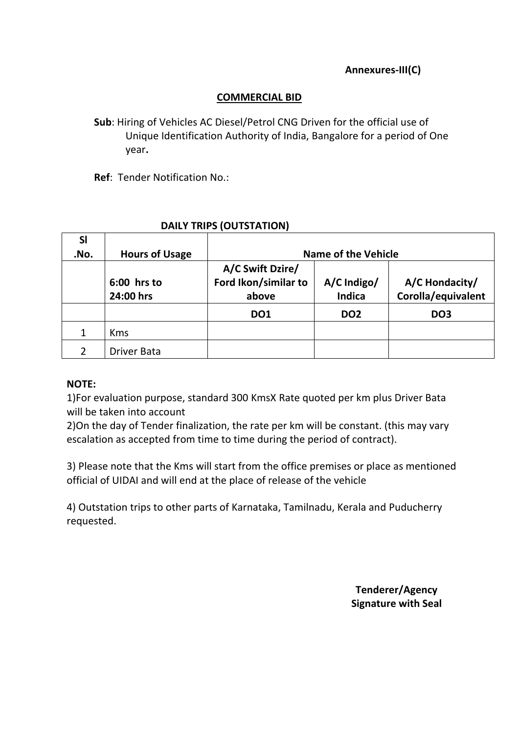**Annexures-III(C)**

## COMMERCIAL BID

**Sub**: Hiring of Vehicles AC Diesel/Petrol CNG Driven for the official use of Unique Identification Authority of India, Bangalore for a period of One year**.**

**Ref**: Tender Notification No.:

**DAILY TRIPS (OUTSTATION)**

| Sl .No. | Hours of Usage | Name of the Vehicle | | |
|---|---|---|---|---|
| | 6:00 hrs to 24:00 hrs | A/C Swift Dzire/ Ford Ikon/similar to above | A/C Indigo/ Indica | A/C Hondacity/ Corolla/equivalent |
| | | DO1 | DO2 | DO3 |
| 1 | Kms | | | |
| 2 | Driver Bata | | | |

**NOTE:**

1)For evaluation purpose, standard 300 KmsX Rate quoted per km plus Driver Bata will be taken into account

2)On the day of Tender finalization, the rate per km will be constant. (this may vary escalation as accepted from time to time during the period of contract).

3) Please note that the Kms will start from the office premises or place as mentioned official of UIDAI and will end at the place of release of the vehicle

4) Outstation trips to other parts of Karnataka, Tamilnadu, Kerala and Puducherry requested.

**Tenderer/Agency**
**Signature with Seal**